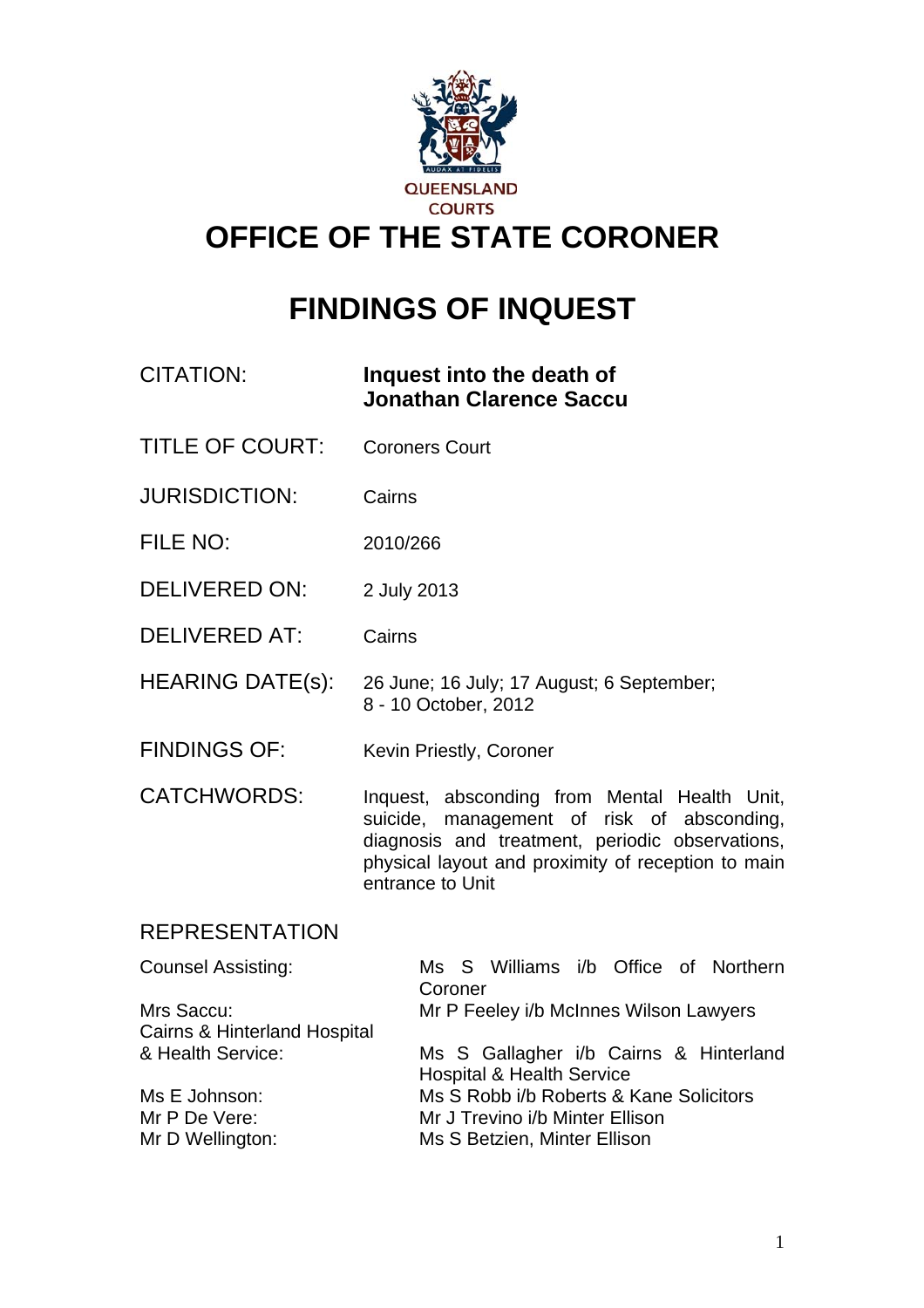QUEENSLAND COURTS

# OFFICE OF THE STATE CORONER

# FINDINGS OF INQUEST

| | |
|---|---|
| CITATION: | **Inquest into the death of Jonathan Clarence Saccu** |
| TITLE OF COURT: | Coroners Court |
| JURISDICTION: | Cairns |
| FILE NO: | 2010/266 |
| DELIVERED ON: | 2 July 2013 |
| DELIVERED AT: | Cairns |
| HEARING DATE(s): | 26 June; 16 July; 17 August; 6 September; 8 - 10 October, 2012 |
| FINDINGS OF: | Kevin Priestly, Coroner |
| CATCHWORDS: | Inquest, absconding from Mental Health Unit, suicide, management of risk of absconding, diagnosis and treatment, periodic observations, physical layout and proximity of reception to main entrance to Unit |

## REPRESENTATION

| | |
|---|---|
| Counsel Assisting: | Ms S Williams i/b Office of Northern Coroner |
| Mrs Saccu: | Mr P Feeley i/b McInnes Wilson Lawyers |
| Cairns & Hinterland Hospital & Health Service: | Ms S Gallagher i/b Cairns & Hinterland Hospital & Health Service |
| Ms E Johnson: | Ms S Robb i/b Roberts & Kane Solicitors |
| Mr P De Vere: | Mr J Trevino i/b Minter Ellison |
| Mr D Wellington: | Ms S Betzien, Minter Ellison |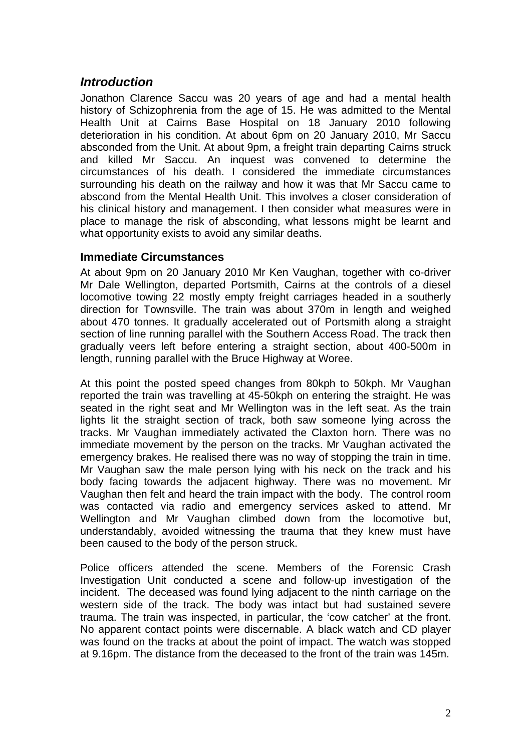## *Introduction*

Jonathon Clarence Saccu was 20 years of age and had a mental health history of Schizophrenia from the age of 15. He was admitted to the Mental Health Unit at Cairns Base Hospital on 18 January 2010 following deterioration in his condition. At about 6pm on 20 January 2010, Mr Saccu absconded from the Unit. At about 9pm, a freight train departing Cairns struck and killed Mr Saccu. An inquest was convened to determine the circumstances of his death. I considered the immediate circumstances surrounding his death on the railway and how it was that Mr Saccu came to abscond from the Mental Health Unit. This involves a closer consideration of his clinical history and management. I then consider what measures were in place to manage the risk of absconding, what lessons might be learnt and what opportunity exists to avoid any similar deaths.

### Immediate Circumstances

At about 9pm on 20 January 2010 Mr Ken Vaughan, together with co-driver Mr Dale Wellington, departed Portsmith, Cairns at the controls of a diesel locomotive towing 22 mostly empty freight carriages headed in a southerly direction for Townsville. The train was about 370m in length and weighed about 470 tonnes. It gradually accelerated out of Portsmith along a straight section of line running parallel with the Southern Access Road. The track then gradually veers left before entering a straight section, about 400-500m in length, running parallel with the Bruce Highway at Woree.

At this point the posted speed changes from 80kph to 50kph. Mr Vaughan reported the train was travelling at 45-50kph on entering the straight. He was seated in the right seat and Mr Wellington was in the left seat. As the train lights lit the straight section of track, both saw someone lying across the tracks. Mr Vaughan immediately activated the Claxton horn. There was no immediate movement by the person on the tracks. Mr Vaughan activated the emergency brakes. He realised there was no way of stopping the train in time. Mr Vaughan saw the male person lying with his neck on the track and his body facing towards the adjacent highway. There was no movement. Mr Vaughan then felt and heard the train impact with the body. The control room was contacted via radio and emergency services asked to attend. Mr Wellington and Mr Vaughan climbed down from the locomotive but, understandably, avoided witnessing the trauma that they knew must have been caused to the body of the person struck.

Police officers attended the scene. Members of the Forensic Crash Investigation Unit conducted a scene and follow-up investigation of the incident. The deceased was found lying adjacent to the ninth carriage on the western side of the track. The body was intact but had sustained severe trauma. The train was inspected, in particular, the 'cow catcher' at the front. No apparent contact points were discernable. A black watch and CD player was found on the tracks at about the point of impact. The watch was stopped at 9.16pm. The distance from the deceased to the front of the train was 145m.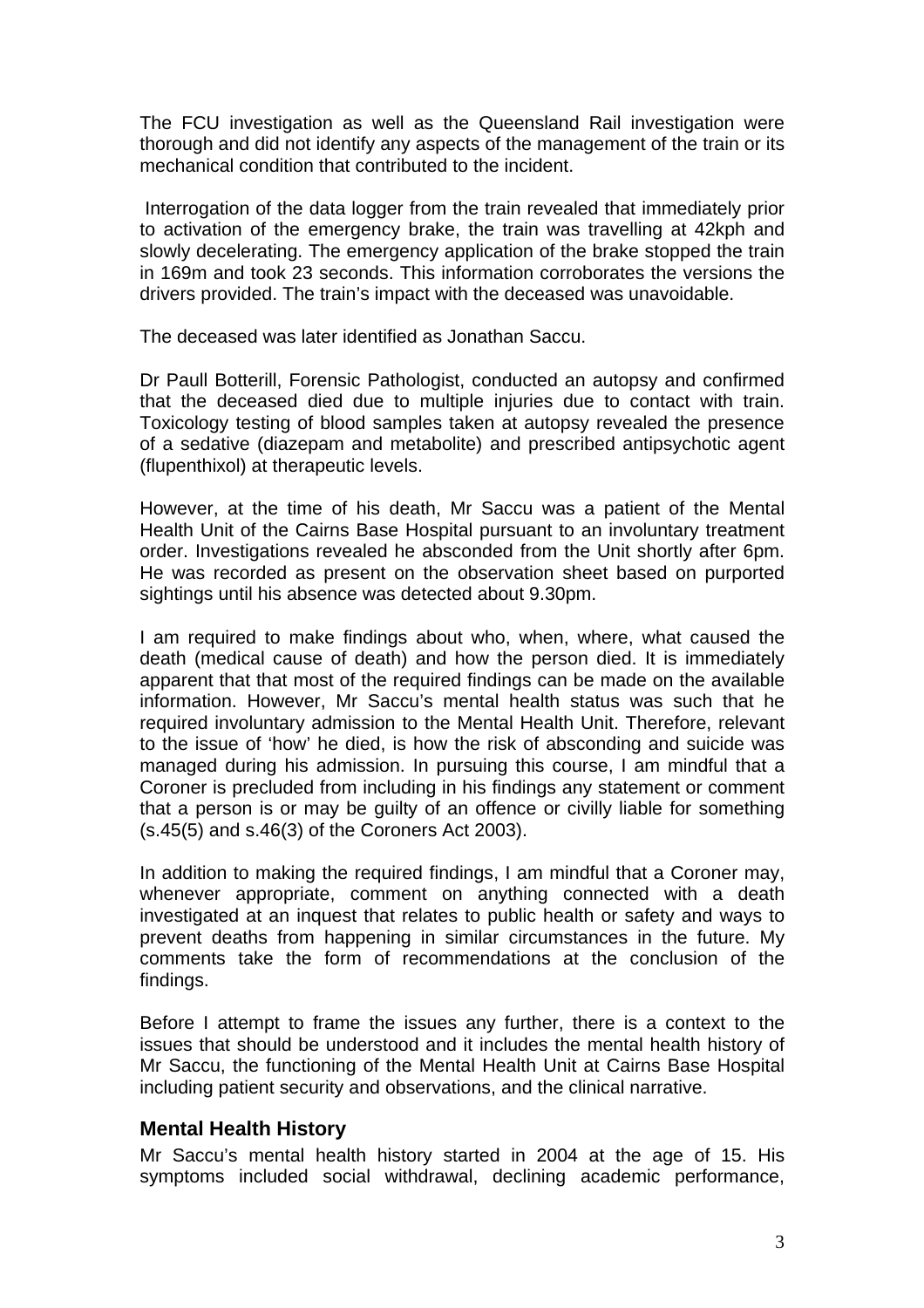The FCU investigation as well as the Queensland Rail investigation were thorough and did not identify any aspects of the management of the train or its mechanical condition that contributed to the incident.

Interrogation of the data logger from the train revealed that immediately prior to activation of the emergency brake, the train was travelling at 42kph and slowly decelerating. The emergency application of the brake stopped the train in 169m and took 23 seconds. This information corroborates the versions the drivers provided. The train's impact with the deceased was unavoidable.

The deceased was later identified as Jonathan Saccu.

Dr Paull Botterill, Forensic Pathologist, conducted an autopsy and confirmed that the deceased died due to multiple injuries due to contact with train. Toxicology testing of blood samples taken at autopsy revealed the presence of a sedative (diazepam and metabolite) and prescribed antipsychotic agent (flupenthixol) at therapeutic levels.

However, at the time of his death, Mr Saccu was a patient of the Mental Health Unit of the Cairns Base Hospital pursuant to an involuntary treatment order. Investigations revealed he absconded from the Unit shortly after 6pm. He was recorded as present on the observation sheet based on purported sightings until his absence was detected about 9.30pm.

I am required to make findings about who, when, where, what caused the death (medical cause of death) and how the person died. It is immediately apparent that that most of the required findings can be made on the available information. However, Mr Saccu's mental health status was such that he required involuntary admission to the Mental Health Unit. Therefore, relevant to the issue of 'how' he died, is how the risk of absconding and suicide was managed during his admission. In pursuing this course, I am mindful that a Coroner is precluded from including in his findings any statement or comment that a person is or may be guilty of an offence or civilly liable for something (s.45(5) and s.46(3) of the Coroners Act 2003).

In addition to making the required findings, I am mindful that a Coroner may, whenever appropriate, comment on anything connected with a death investigated at an inquest that relates to public health or safety and ways to prevent deaths from happening in similar circumstances in the future. My comments take the form of recommendations at the conclusion of the findings.

Before I attempt to frame the issues any further, there is a context to the issues that should be understood and it includes the mental health history of Mr Saccu, the functioning of the Mental Health Unit at Cairns Base Hospital including patient security and observations, and the clinical narrative.

### Mental Health History

Mr Saccu's mental health history started in 2004 at the age of 15. His symptoms included social withdrawal, declining academic performance,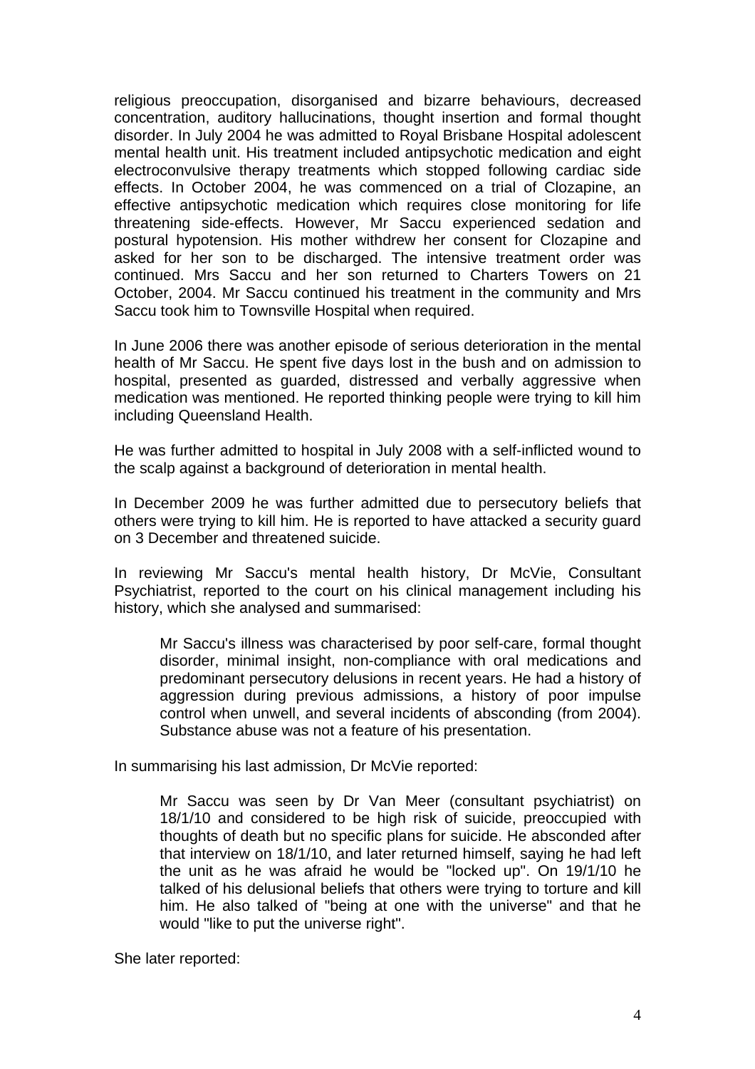religious preoccupation, disorganised and bizarre behaviours, decreased concentration, auditory hallucinations, thought insertion and formal thought disorder. In July 2004 he was admitted to Royal Brisbane Hospital adolescent mental health unit. His treatment included antipsychotic medication and eight electroconvulsive therapy treatments which stopped following cardiac side effects. In October 2004, he was commenced on a trial of Clozapine, an effective antipsychotic medication which requires close monitoring for life threatening side-effects. However, Mr Saccu experienced sedation and postural hypotension. His mother withdrew her consent for Clozapine and asked for her son to be discharged. The intensive treatment order was continued. Mrs Saccu and her son returned to Charters Towers on 21 October, 2004. Mr Saccu continued his treatment in the community and Mrs Saccu took him to Townsville Hospital when required.

In June 2006 there was another episode of serious deterioration in the mental health of Mr Saccu. He spent five days lost in the bush and on admission to hospital, presented as guarded, distressed and verbally aggressive when medication was mentioned. He reported thinking people were trying to kill him including Queensland Health.

He was further admitted to hospital in July 2008 with a self-inflicted wound to the scalp against a background of deterioration in mental health.

In December 2009 he was further admitted due to persecutory beliefs that others were trying to kill him. He is reported to have attacked a security guard on 3 December and threatened suicide.

In reviewing Mr Saccu's mental health history, Dr McVie, Consultant Psychiatrist, reported to the court on his clinical management including his history, which she analysed and summarised:

> Mr Saccu's illness was characterised by poor self-care, formal thought disorder, minimal insight, non-compliance with oral medications and predominant persecutory delusions in recent years. He had a history of aggression during previous admissions, a history of poor impulse control when unwell, and several incidents of absconding (from 2004). Substance abuse was not a feature of his presentation.

In summarising his last admission, Dr McVie reported:

> Mr Saccu was seen by Dr Van Meer (consultant psychiatrist) on 18/1/10 and considered to be high risk of suicide, preoccupied with thoughts of death but no specific plans for suicide. He absconded after that interview on 18/1/10, and later returned himself, saying he had left the unit as he was afraid he would be "locked up". On 19/1/10 he talked of his delusional beliefs that others were trying to torture and kill him. He also talked of "being at one with the universe" and that he would "like to put the universe right".

She later reported: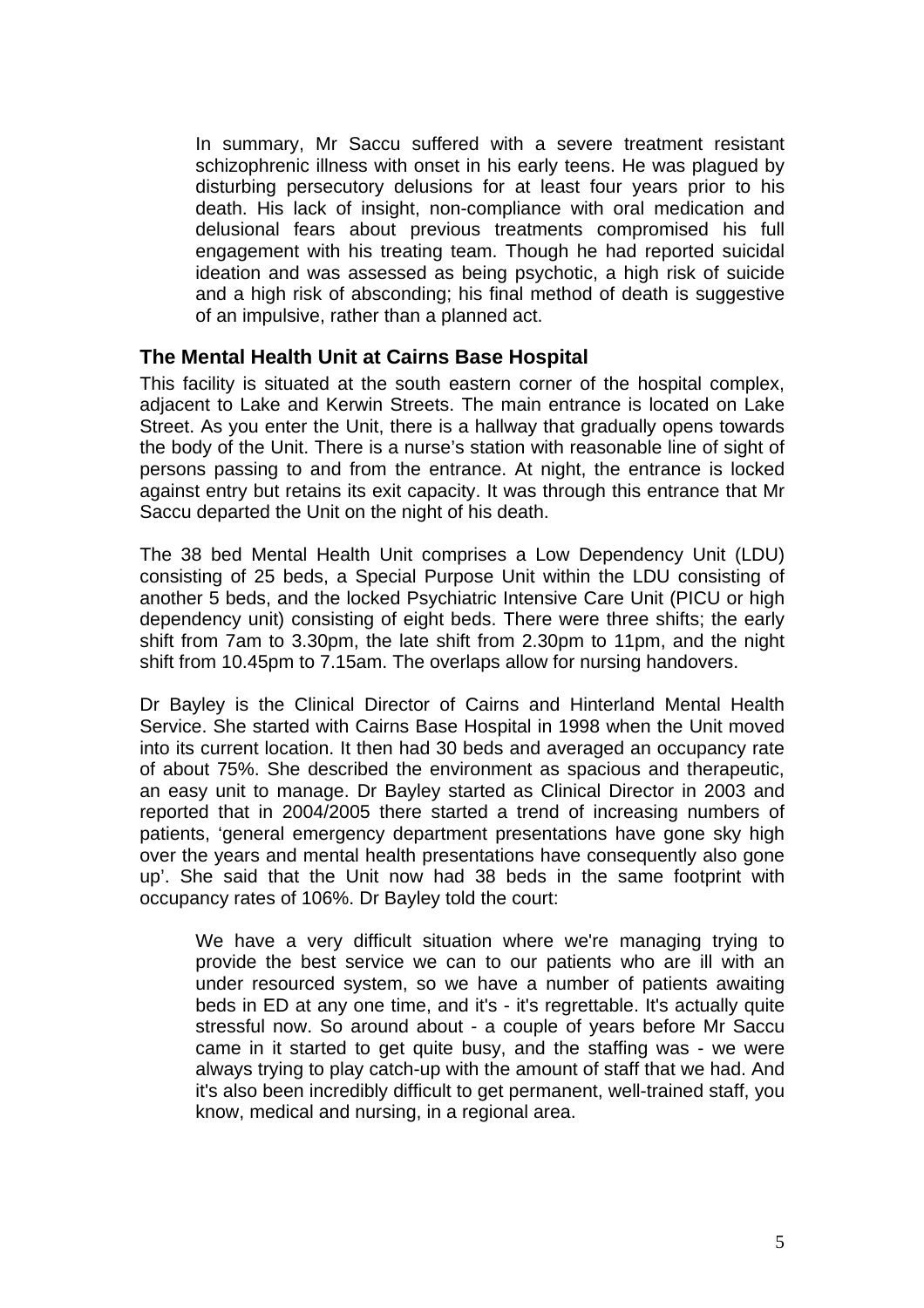> In summary, Mr Saccu suffered with a severe treatment resistant schizophrenic illness with onset in his early teens. He was plagued by disturbing persecutory delusions for at least four years prior to his death. His lack of insight, non-compliance with oral medication and delusional fears about previous treatments compromised his full engagement with his treating team. Though he had reported suicidal ideation and was assessed as being psychotic, a high risk of suicide and a high risk of absconding; his final method of death is suggestive of an impulsive, rather than a planned act.

## The Mental Health Unit at Cairns Base Hospital

This facility is situated at the south eastern corner of the hospital complex, adjacent to Lake and Kerwin Streets. The main entrance is located on Lake Street. As you enter the Unit, there is a hallway that gradually opens towards the body of the Unit. There is a nurse's station with reasonable line of sight of persons passing to and from the entrance. At night, the entrance is locked against entry but retains its exit capacity. It was through this entrance that Mr Saccu departed the Unit on the night of his death.

The 38 bed Mental Health Unit comprises a Low Dependency Unit (LDU) consisting of 25 beds, a Special Purpose Unit within the LDU consisting of another 5 beds, and the locked Psychiatric Intensive Care Unit (PICU or high dependency unit) consisting of eight beds. There were three shifts; the early shift from 7am to 3.30pm, the late shift from 2.30pm to 11pm, and the night shift from 10.45pm to 7.15am. The overlaps allow for nursing handovers.

Dr Bayley is the Clinical Director of Cairns and Hinterland Mental Health Service. She started with Cairns Base Hospital in 1998 when the Unit moved into its current location. It then had 30 beds and averaged an occupancy rate of about 75%. She described the environment as spacious and therapeutic, an easy unit to manage. Dr Bayley started as Clinical Director in 2003 and reported that in 2004/2005 there started a trend of increasing numbers of patients, 'general emergency department presentations have gone sky high over the years and mental health presentations have consequently also gone up'. She said that the Unit now had 38 beds in the same footprint with occupancy rates of 106%. Dr Bayley told the court:

> We have a very difficult situation where we're managing trying to provide the best service we can to our patients who are ill with an under resourced system, so we have a number of patients awaiting beds in ED at any one time, and it's - it's regrettable. It's actually quite stressful now. So around about - a couple of years before Mr Saccu came in it started to get quite busy, and the staffing was - we were always trying to play catch-up with the amount of staff that we had. And it's also been incredibly difficult to get permanent, well-trained staff, you know, medical and nursing, in a regional area.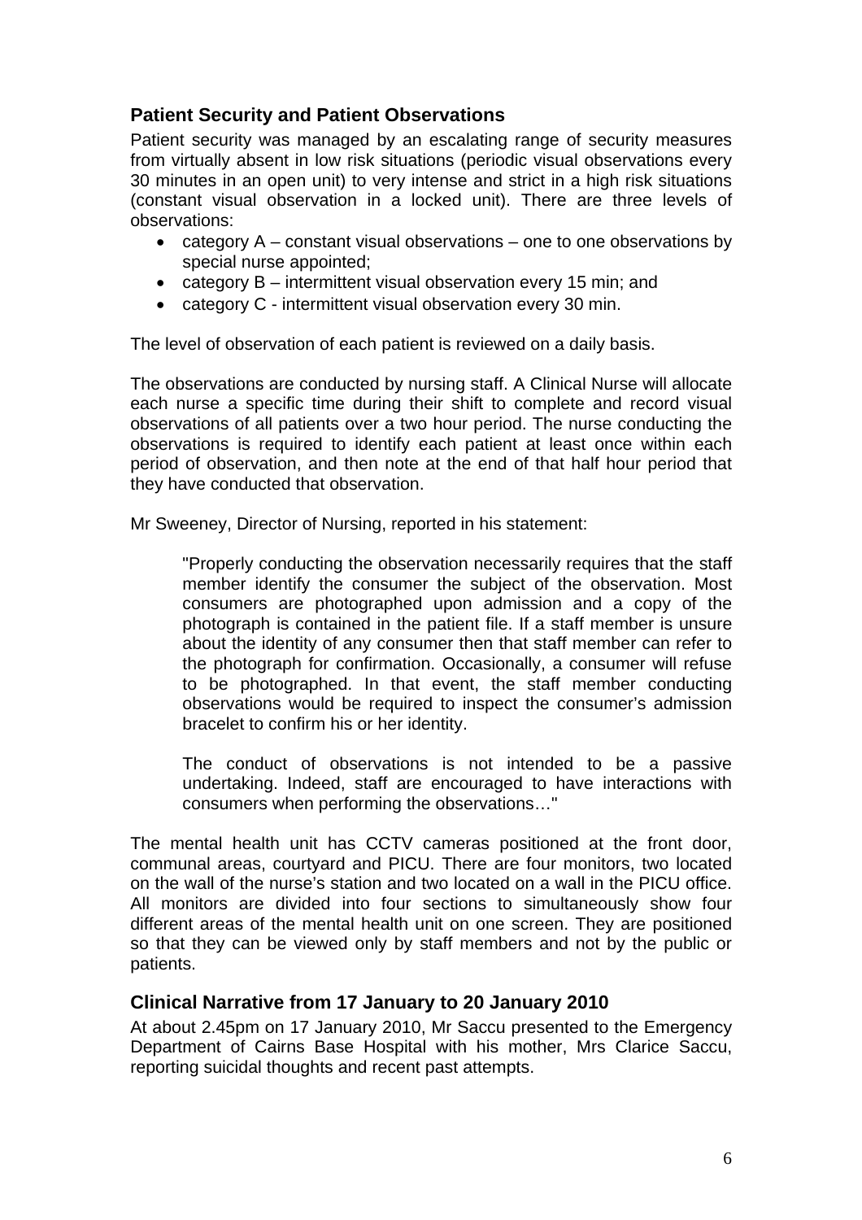## Patient Security and Patient Observations

Patient security was managed by an escalating range of security measures from virtually absent in low risk situations (periodic visual observations every 30 minutes in an open unit) to very intense and strict in a high risk situations (constant visual observation in a locked unit). There are three levels of observations:

- category A – constant visual observations – one to one observations by special nurse appointed;
- category B – intermittent visual observation every 15 min; and
- category C - intermittent visual observation every 30 min.

The level of observation of each patient is reviewed on a daily basis.

The observations are conducted by nursing staff. A Clinical Nurse will allocate each nurse a specific time during their shift to complete and record visual observations of all patients over a two hour period. The nurse conducting the observations is required to identify each patient at least once within each period of observation, and then note at the end of that half hour period that they have conducted that observation.

Mr Sweeney, Director of Nursing, reported in his statement:

> "Properly conducting the observation necessarily requires that the staff member identify the consumer the subject of the observation. Most consumers are photographed upon admission and a copy of the photograph is contained in the patient file. If a staff member is unsure about the identity of any consumer then that staff member can refer to the photograph for confirmation. Occasionally, a consumer will refuse to be photographed. In that event, the staff member conducting observations would be required to inspect the consumer's admission bracelet to confirm his or her identity.
>
> The conduct of observations is not intended to be a passive undertaking. Indeed, staff are encouraged to have interactions with consumers when performing the observations…"

The mental health unit has CCTV cameras positioned at the front door, communal areas, courtyard and PICU. There are four monitors, two located on the wall of the nurse's station and two located on a wall in the PICU office. All monitors are divided into four sections to simultaneously show four different areas of the mental health unit on one screen. They are positioned so that they can be viewed only by staff members and not by the public or patients.

## Clinical Narrative from 17 January to 20 January 2010

At about 2.45pm on 17 January 2010, Mr Saccu presented to the Emergency Department of Cairns Base Hospital with his mother, Mrs Clarice Saccu, reporting suicidal thoughts and recent past attempts.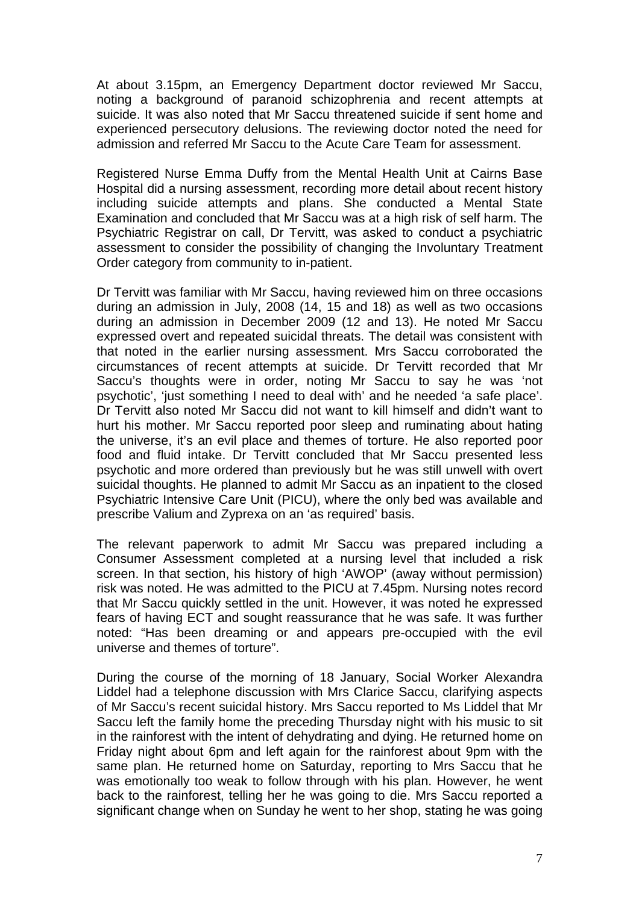At about 3.15pm, an Emergency Department doctor reviewed Mr Saccu, noting a background of paranoid schizophrenia and recent attempts at suicide. It was also noted that Mr Saccu threatened suicide if sent home and experienced persecutory delusions. The reviewing doctor noted the need for admission and referred Mr Saccu to the Acute Care Team for assessment.

Registered Nurse Emma Duffy from the Mental Health Unit at Cairns Base Hospital did a nursing assessment, recording more detail about recent history including suicide attempts and plans. She conducted a Mental State Examination and concluded that Mr Saccu was at a high risk of self harm. The Psychiatric Registrar on call, Dr Tervitt, was asked to conduct a psychiatric assessment to consider the possibility of changing the Involuntary Treatment Order category from community to in-patient.

Dr Tervitt was familiar with Mr Saccu, having reviewed him on three occasions during an admission in July, 2008 (14, 15 and 18) as well as two occasions during an admission in December 2009 (12 and 13). He noted Mr Saccu expressed overt and repeated suicidal threats. The detail was consistent with that noted in the earlier nursing assessment. Mrs Saccu corroborated the circumstances of recent attempts at suicide. Dr Tervitt recorded that Mr Saccu's thoughts were in order, noting Mr Saccu to say he was 'not psychotic', 'just something I need to deal with' and he needed 'a safe place'. Dr Tervitt also noted Mr Saccu did not want to kill himself and didn't want to hurt his mother. Mr Saccu reported poor sleep and ruminating about hating the universe, it's an evil place and themes of torture. He also reported poor food and fluid intake. Dr Tervitt concluded that Mr Saccu presented less psychotic and more ordered than previously but he was still unwell with overt suicidal thoughts. He planned to admit Mr Saccu as an inpatient to the closed Psychiatric Intensive Care Unit (PICU), where the only bed was available and prescribe Valium and Zyprexa on an 'as required' basis.

The relevant paperwork to admit Mr Saccu was prepared including a Consumer Assessment completed at a nursing level that included a risk screen. In that section, his history of high 'AWOP' (away without permission) risk was noted. He was admitted to the PICU at 7.45pm. Nursing notes record that Mr Saccu quickly settled in the unit. However, it was noted he expressed fears of having ECT and sought reassurance that he was safe. It was further noted: "Has been dreaming or and appears pre-occupied with the evil universe and themes of torture".

During the course of the morning of 18 January, Social Worker Alexandra Liddel had a telephone discussion with Mrs Clarice Saccu, clarifying aspects of Mr Saccu's recent suicidal history. Mrs Saccu reported to Ms Liddel that Mr Saccu left the family home the preceding Thursday night with his music to sit in the rainforest with the intent of dehydrating and dying. He returned home on Friday night about 6pm and left again for the rainforest about 9pm with the same plan. He returned home on Saturday, reporting to Mrs Saccu that he was emotionally too weak to follow through with his plan. However, he went back to the rainforest, telling her he was going to die. Mrs Saccu reported a significant change when on Sunday he went to her shop, stating he was going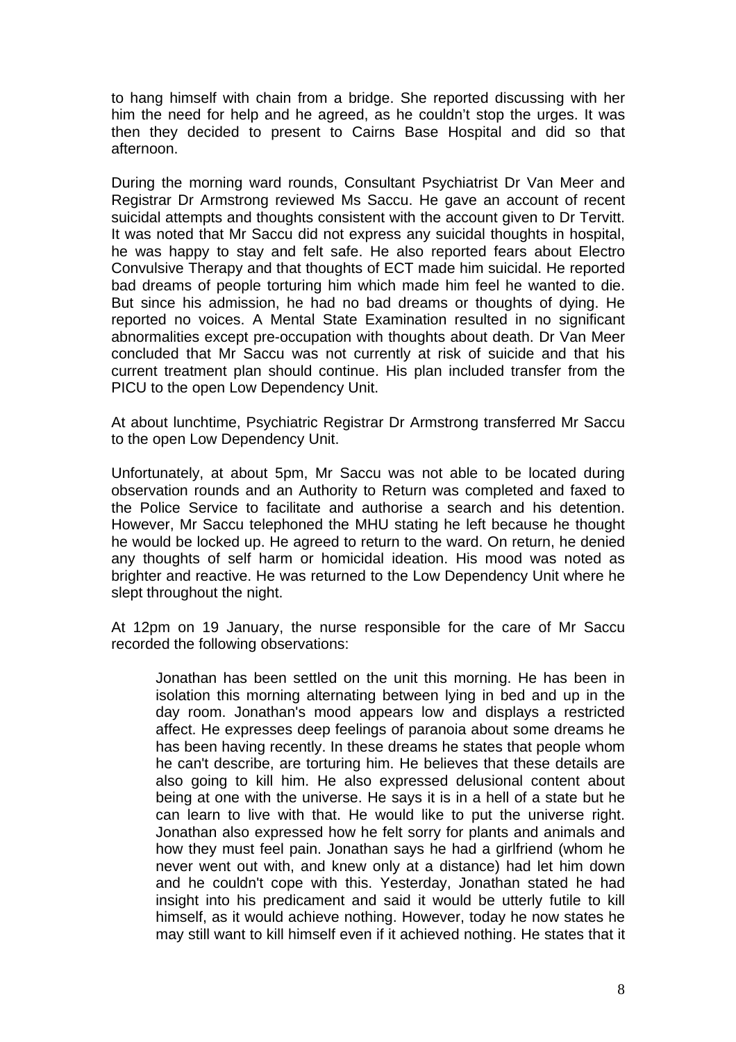to hang himself with chain from a bridge. She reported discussing with her him the need for help and he agreed, as he couldn't stop the urges. It was then they decided to present to Cairns Base Hospital and did so that afternoon.

During the morning ward rounds, Consultant Psychiatrist Dr Van Meer and Registrar Dr Armstrong reviewed Ms Saccu. He gave an account of recent suicidal attempts and thoughts consistent with the account given to Dr Tervitt. It was noted that Mr Saccu did not express any suicidal thoughts in hospital, he was happy to stay and felt safe. He also reported fears about Electro Convulsive Therapy and that thoughts of ECT made him suicidal. He reported bad dreams of people torturing him which made him feel he wanted to die. But since his admission, he had no bad dreams or thoughts of dying. He reported no voices. A Mental State Examination resulted in no significant abnormalities except pre-occupation with thoughts about death. Dr Van Meer concluded that Mr Saccu was not currently at risk of suicide and that his current treatment plan should continue. His plan included transfer from the PICU to the open Low Dependency Unit.

At about lunchtime, Psychiatric Registrar Dr Armstrong transferred Mr Saccu to the open Low Dependency Unit.

Unfortunately, at about 5pm, Mr Saccu was not able to be located during observation rounds and an Authority to Return was completed and faxed to the Police Service to facilitate and authorise a search and his detention. However, Mr Saccu telephoned the MHU stating he left because he thought he would be locked up. He agreed to return to the ward. On return, he denied any thoughts of self harm or homicidal ideation. His mood was noted as brighter and reactive. He was returned to the Low Dependency Unit where he slept throughout the night.

At 12pm on 19 January, the nurse responsible for the care of Mr Saccu recorded the following observations:

> Jonathan has been settled on the unit this morning. He has been in isolation this morning alternating between lying in bed and up in the day room. Jonathan's mood appears low and displays a restricted affect. He expresses deep feelings of paranoia about some dreams he has been having recently. In these dreams he states that people whom he can't describe, are torturing him. He believes that these details are also going to kill him. He also expressed delusional content about being at one with the universe. He says it is in a hell of a state but he can learn to live with that. He would like to put the universe right. Jonathan also expressed how he felt sorry for plants and animals and how they must feel pain. Jonathan says he had a girlfriend (whom he never went out with, and knew only at a distance) had let him down and he couldn't cope with this. Yesterday, Jonathan stated he had insight into his predicament and said it would be utterly futile to kill himself, as it would achieve nothing. However, today he now states he may still want to kill himself even if it achieved nothing. He states that it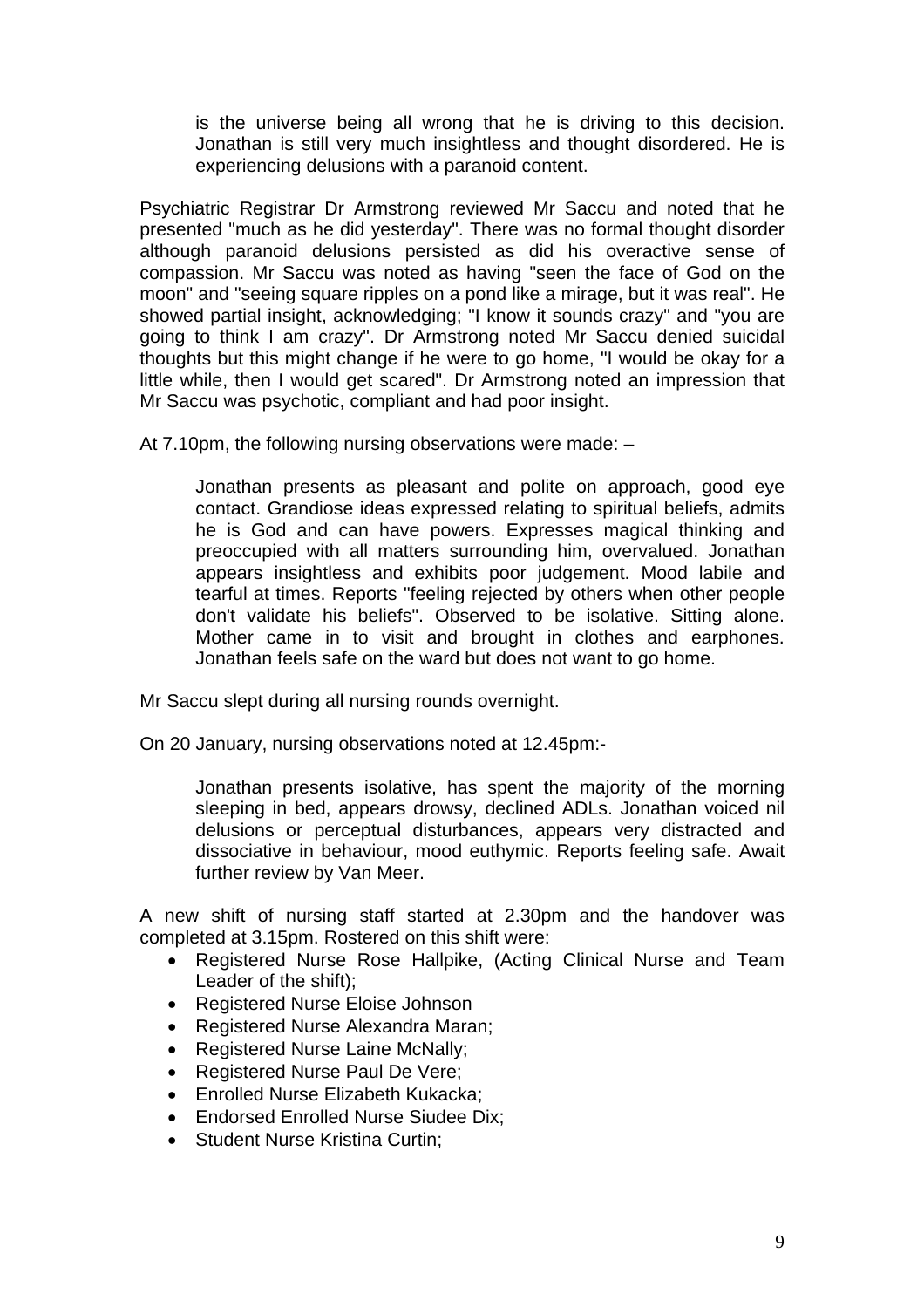> is the universe being all wrong that he is driving to this decision. Jonathan is still very much insightless and thought disordered. He is experiencing delusions with a paranoid content.

Psychiatric Registrar Dr Armstrong reviewed Mr Saccu and noted that he presented "much as he did yesterday". There was no formal thought disorder although paranoid delusions persisted as did his overactive sense of compassion. Mr Saccu was noted as having "seen the face of God on the moon" and "seeing square ripples on a pond like a mirage, but it was real". He showed partial insight, acknowledging; "I know it sounds crazy" and "you are going to think I am crazy". Dr Armstrong noted Mr Saccu denied suicidal thoughts but this might change if he were to go home, "I would be okay for a little while, then I would get scared". Dr Armstrong noted an impression that Mr Saccu was psychotic, compliant and had poor insight.

At 7.10pm, the following nursing observations were made: –

> Jonathan presents as pleasant and polite on approach, good eye contact. Grandiose ideas expressed relating to spiritual beliefs, admits he is God and can have powers. Expresses magical thinking and preoccupied with all matters surrounding him, overvalued. Jonathan appears insightless and exhibits poor judgement. Mood labile and tearful at times. Reports "feeling rejected by others when other people don't validate his beliefs". Observed to be isolative. Sitting alone. Mother came in to visit and brought in clothes and earphones. Jonathan feels safe on the ward but does not want to go home.

Mr Saccu slept during all nursing rounds overnight.

On 20 January, nursing observations noted at 12.45pm:-

> Jonathan presents isolative, has spent the majority of the morning sleeping in bed, appears drowsy, declined ADLs. Jonathan voiced nil delusions or perceptual disturbances, appears very distracted and dissociative in behaviour, mood euthymic. Reports feeling safe. Await further review by Van Meer.

A new shift of nursing staff started at 2.30pm and the handover was completed at 3.15pm. Rostered on this shift were:

- Registered Nurse Rose Hallpike, (Acting Clinical Nurse and Team Leader of the shift);
- Registered Nurse Eloise Johnson
- Registered Nurse Alexandra Maran;
- Registered Nurse Laine McNally;
- Registered Nurse Paul De Vere;
- Enrolled Nurse Elizabeth Kukacka;
- Endorsed Enrolled Nurse Siudee Dix;
- Student Nurse Kristina Curtin;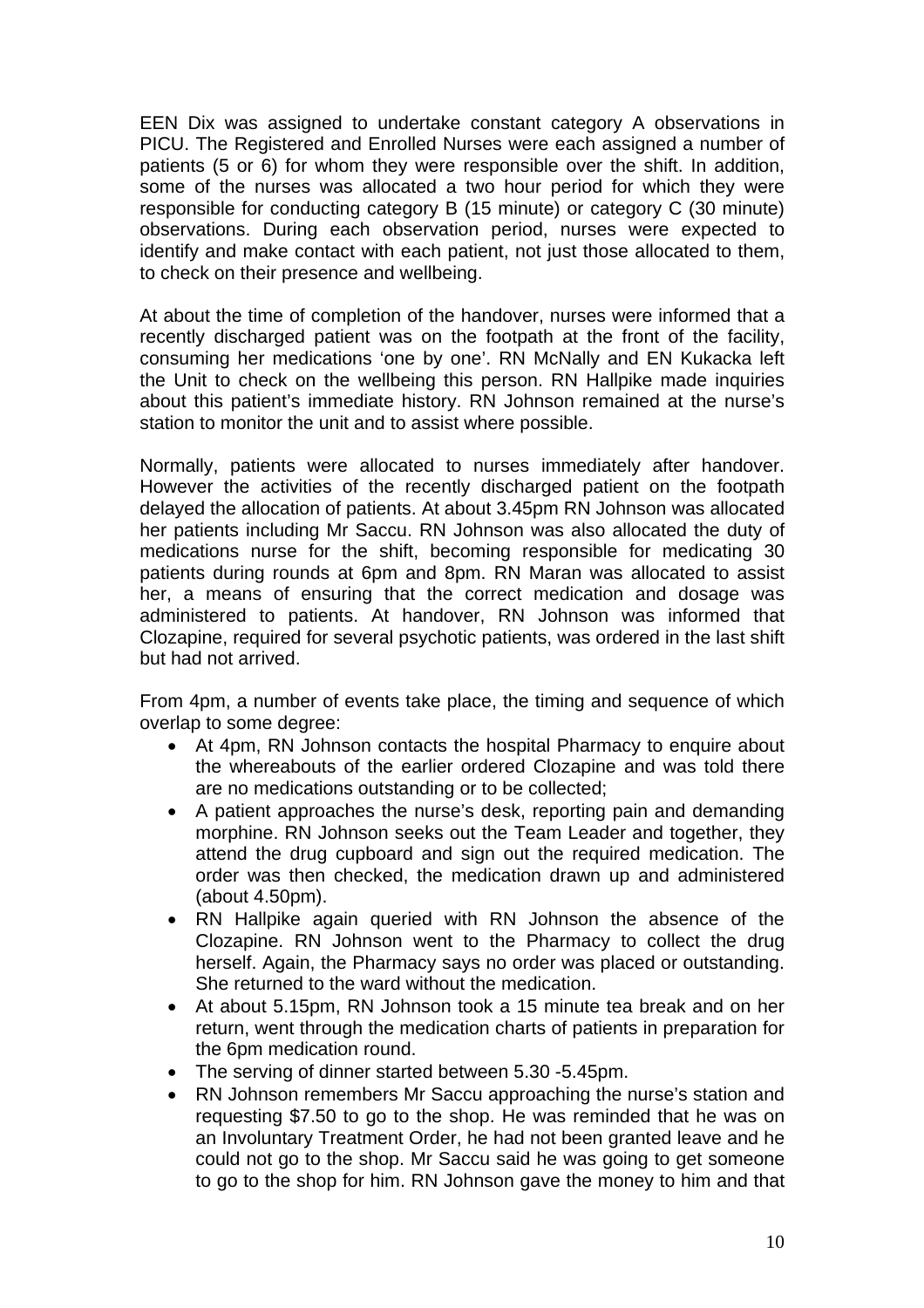EEN Dix was assigned to undertake constant category A observations in PICU. The Registered and Enrolled Nurses were each assigned a number of patients (5 or 6) for whom they were responsible over the shift. In addition, some of the nurses was allocated a two hour period for which they were responsible for conducting category B (15 minute) or category C (30 minute) observations. During each observation period, nurses were expected to identify and make contact with each patient, not just those allocated to them, to check on their presence and wellbeing.

At about the time of completion of the handover, nurses were informed that a recently discharged patient was on the footpath at the front of the facility, consuming her medications 'one by one'. RN McNally and EN Kukacka left the Unit to check on the wellbeing this person. RN Hallpike made inquiries about this patient's immediate history. RN Johnson remained at the nurse's station to monitor the unit and to assist where possible.

Normally, patients were allocated to nurses immediately after handover. However the activities of the recently discharged patient on the footpath delayed the allocation of patients. At about 3.45pm RN Johnson was allocated her patients including Mr Saccu. RN Johnson was also allocated the duty of medications nurse for the shift, becoming responsible for medicating 30 patients during rounds at 6pm and 8pm. RN Maran was allocated to assist her, a means of ensuring that the correct medication and dosage was administered to patients. At handover, RN Johnson was informed that Clozapine, required for several psychotic patients, was ordered in the last shift but had not arrived.

From 4pm, a number of events take place, the timing and sequence of which overlap to some degree:

- At 4pm, RN Johnson contacts the hospital Pharmacy to enquire about the whereabouts of the earlier ordered Clozapine and was told there are no medications outstanding or to be collected;
- A patient approaches the nurse's desk, reporting pain and demanding morphine. RN Johnson seeks out the Team Leader and together, they attend the drug cupboard and sign out the required medication. The order was then checked, the medication drawn up and administered (about 4.50pm).
- RN Hallpike again queried with RN Johnson the absence of the Clozapine. RN Johnson went to the Pharmacy to collect the drug herself. Again, the Pharmacy says no order was placed or outstanding. She returned to the ward without the medication.
- At about 5.15pm, RN Johnson took a 15 minute tea break and on her return, went through the medication charts of patients in preparation for the 6pm medication round.
- The serving of dinner started between 5.30 -5.45pm.
- RN Johnson remembers Mr Saccu approaching the nurse's station and requesting $7.50 to go to the shop. He was reminded that he was on an Involuntary Treatment Order, he had not been granted leave and he could not go to the shop. Mr Saccu said he was going to get someone to go to the shop for him. RN Johnson gave the money to him and that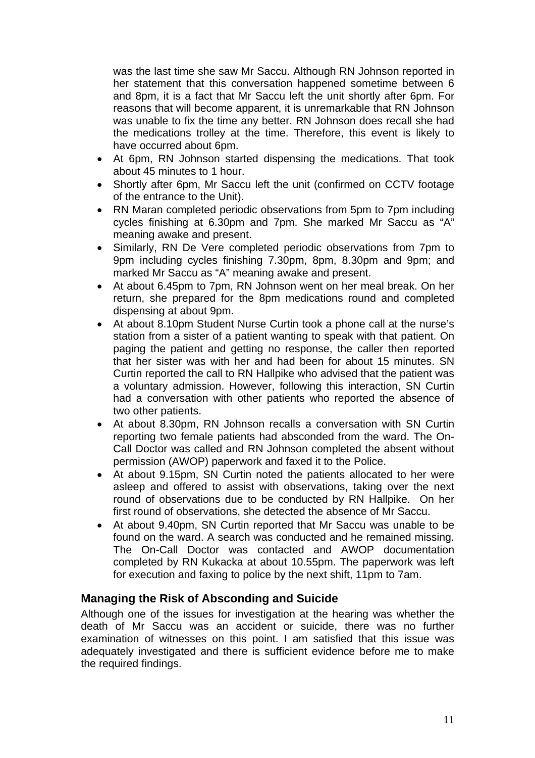was the last time she saw Mr Saccu. Although RN Johnson reported in her statement that this conversation happened sometime between 6 and 8pm, it is a fact that Mr Saccu left the unit shortly after 6pm. For reasons that will become apparent, it is unremarkable that RN Johnson was unable to fix the time any better. RN Johnson does recall she had the medications trolley at the time. Therefore, this event is likely to have occurred about 6pm.

- At 6pm, RN Johnson started dispensing the medications. That took about 45 minutes to 1 hour.
- Shortly after 6pm, Mr Saccu left the unit (confirmed on CCTV footage of the entrance to the Unit).
- RN Maran completed periodic observations from 5pm to 7pm including cycles finishing at 6.30pm and 7pm. She marked Mr Saccu as "A" meaning awake and present.
- Similarly, RN De Vere completed periodic observations from 7pm to 9pm including cycles finishing 7.30pm, 8pm, 8.30pm and 9pm; and marked Mr Saccu as "A" meaning awake and present.
- At about 6.45pm to 7pm, RN Johnson went on her meal break. On her return, she prepared for the 8pm medications round and completed dispensing at about 9pm.
- At about 8.10pm Student Nurse Curtin took a phone call at the nurse's station from a sister of a patient wanting to speak with that patient. On paging the patient and getting no response, the caller then reported that her sister was with her and had been for about 15 minutes. SN Curtin reported the call to RN Hallpike who advised that the patient was a voluntary admission. However, following this interaction, SN Curtin had a conversation with other patients who reported the absence of two other patients.
- At about 8.30pm, RN Johnson recalls a conversation with SN Curtin reporting two female patients had absconded from the ward. The On-Call Doctor was called and RN Johnson completed the absent without permission (AWOP) paperwork and faxed it to the Police.
- At about 9.15pm, SN Curtin noted the patients allocated to her were asleep and offered to assist with observations, taking over the next round of observations due to be conducted by RN Hallpike. On her first round of observations, she detected the absence of Mr Saccu.
- At about 9.40pm, SN Curtin reported that Mr Saccu was unable to be found on the ward. A search was conducted and he remained missing. The On-Call Doctor was contacted and AWOP documentation completed by RN Kukacka at about 10.55pm. The paperwork was left for execution and faxing to police by the next shift, 11pm to 7am.

## Managing the Risk of Absconding and Suicide

Although one of the issues for investigation at the hearing was whether the death of Mr Saccu was an accident or suicide, there was no further examination of witnesses on this point. I am satisfied that this issue was adequately investigated and there is sufficient evidence before me to make the required findings.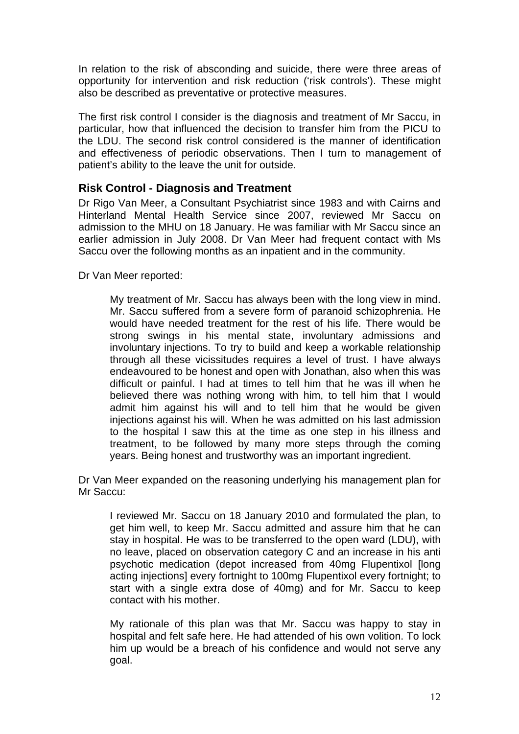In relation to the risk of absconding and suicide, there were three areas of opportunity for intervention and risk reduction ('risk controls'). These might also be described as preventative or protective measures.

The first risk control I consider is the diagnosis and treatment of Mr Saccu, in particular, how that influenced the decision to transfer him from the PICU to the LDU. The second risk control considered is the manner of identification and effectiveness of periodic observations. Then I turn to management of patient's ability to the leave the unit for outside.

## Risk Control - Diagnosis and Treatment

Dr Rigo Van Meer, a Consultant Psychiatrist since 1983 and with Cairns and Hinterland Mental Health Service since 2007, reviewed Mr Saccu on admission to the MHU on 18 January. He was familiar with Mr Saccu since an earlier admission in July 2008. Dr Van Meer had frequent contact with Ms Saccu over the following months as an inpatient and in the community.

Dr Van Meer reported:

> My treatment of Mr. Saccu has always been with the long view in mind. Mr. Saccu suffered from a severe form of paranoid schizophrenia. He would have needed treatment for the rest of his life. There would be strong swings in his mental state, involuntary admissions and involuntary injections. To try to build and keep a workable relationship through all these vicissitudes requires a level of trust. I have always endeavoured to be honest and open with Jonathan, also when this was difficult or painful. I had at times to tell him that he was ill when he believed there was nothing wrong with him, to tell him that I would admit him against his will and to tell him that he would be given injections against his will. When he was admitted on his last admission to the hospital I saw this at the time as one step in his illness and treatment, to be followed by many more steps through the coming years. Being honest and trustworthy was an important ingredient.

Dr Van Meer expanded on the reasoning underlying his management plan for Mr Saccu:

> I reviewed Mr. Saccu on 18 January 2010 and formulated the plan, to get him well, to keep Mr. Saccu admitted and assure him that he can stay in hospital. He was to be transferred to the open ward (LDU), with no leave, placed on observation category C and an increase in his anti psychotic medication (depot increased from 40mg Flupentixol [long acting injections] every fortnight to 100mg Flupentixol every fortnight; to start with a single extra dose of 40mg) and for Mr. Saccu to keep contact with his mother.
>
> My rationale of this plan was that Mr. Saccu was happy to stay in hospital and felt safe here. He had attended of his own volition. To lock him up would be a breach of his confidence and would not serve any goal.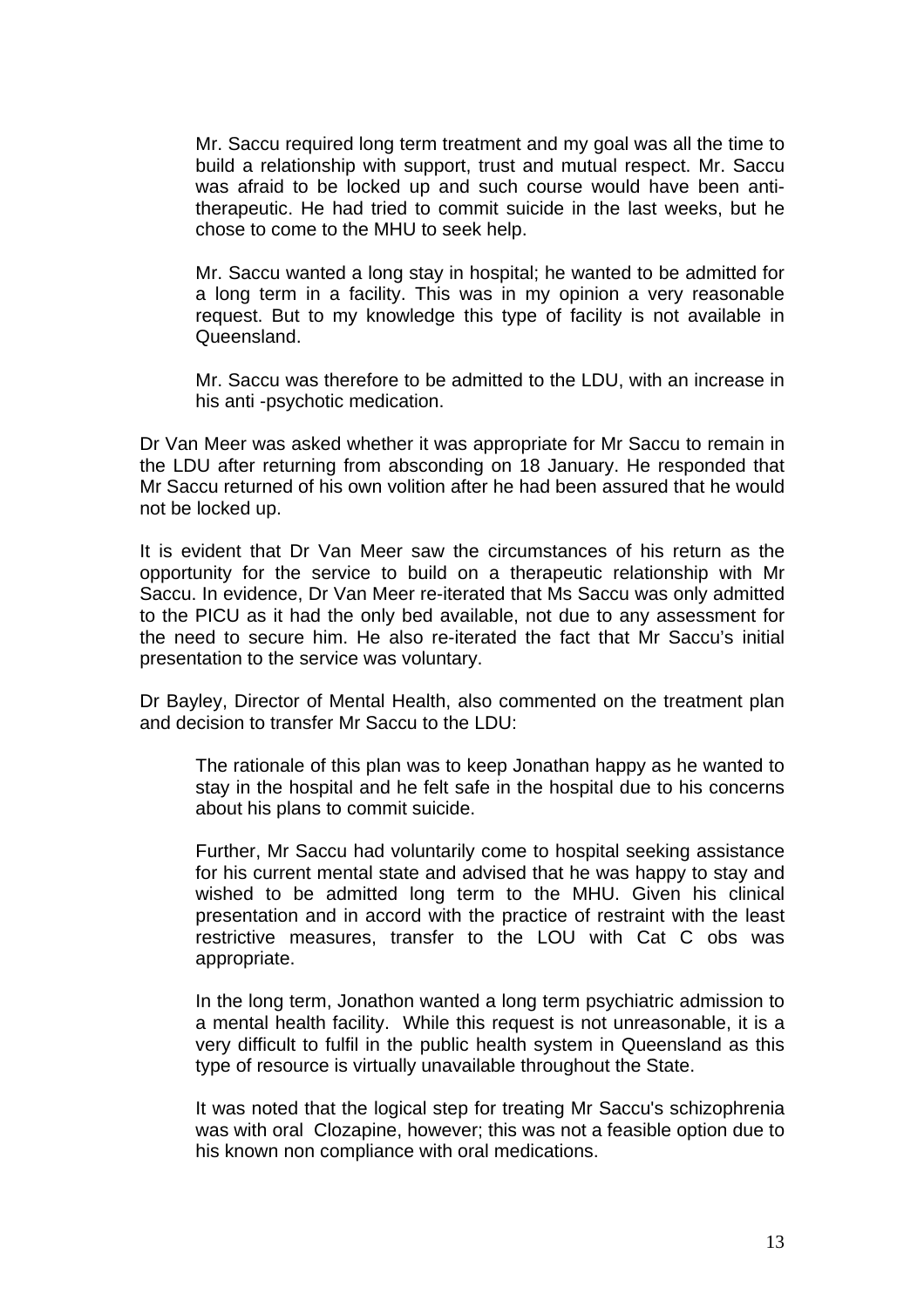> Mr. Saccu required long term treatment and my goal was all the time to build a relationship with support, trust and mutual respect. Mr. Saccu was afraid to be locked up and such course would have been anti-therapeutic. He had tried to commit suicide in the last weeks, but he chose to come to the MHU to seek help.
>
> Mr. Saccu wanted a long stay in hospital; he wanted to be admitted for a long term in a facility. This was in my opinion a very reasonable request. But to my knowledge this type of facility is not available in Queensland.
>
> Mr. Saccu was therefore to be admitted to the LDU, with an increase in his anti -psychotic medication.

Dr Van Meer was asked whether it was appropriate for Mr Saccu to remain in the LDU after returning from absconding on 18 January. He responded that Mr Saccu returned of his own volition after he had been assured that he would not be locked up.

It is evident that Dr Van Meer saw the circumstances of his return as the opportunity for the service to build on a therapeutic relationship with Mr Saccu. In evidence, Dr Van Meer re-iterated that Ms Saccu was only admitted to the PICU as it had the only bed available, not due to any assessment for the need to secure him. He also re-iterated the fact that Mr Saccu's initial presentation to the service was voluntary.

Dr Bayley, Director of Mental Health, also commented on the treatment plan and decision to transfer Mr Saccu to the LDU:

> The rationale of this plan was to keep Jonathan happy as he wanted to stay in the hospital and he felt safe in the hospital due to his concerns about his plans to commit suicide.
>
> Further, Mr Saccu had voluntarily come to hospital seeking assistance for his current mental state and advised that he was happy to stay and wished to be admitted long term to the MHU. Given his clinical presentation and in accord with the practice of restraint with the least restrictive measures, transfer to the LOU with Cat C obs was appropriate.
>
> In the long term, Jonathon wanted a long term psychiatric admission to a mental health facility. While this request is not unreasonable, it is a very difficult to fulfil in the public health system in Queensland as this type of resource is virtually unavailable throughout the State.
>
> It was noted that the logical step for treating Mr Saccu's schizophrenia was with oral Clozapine, however; this was not a feasible option due to his known non compliance with oral medications.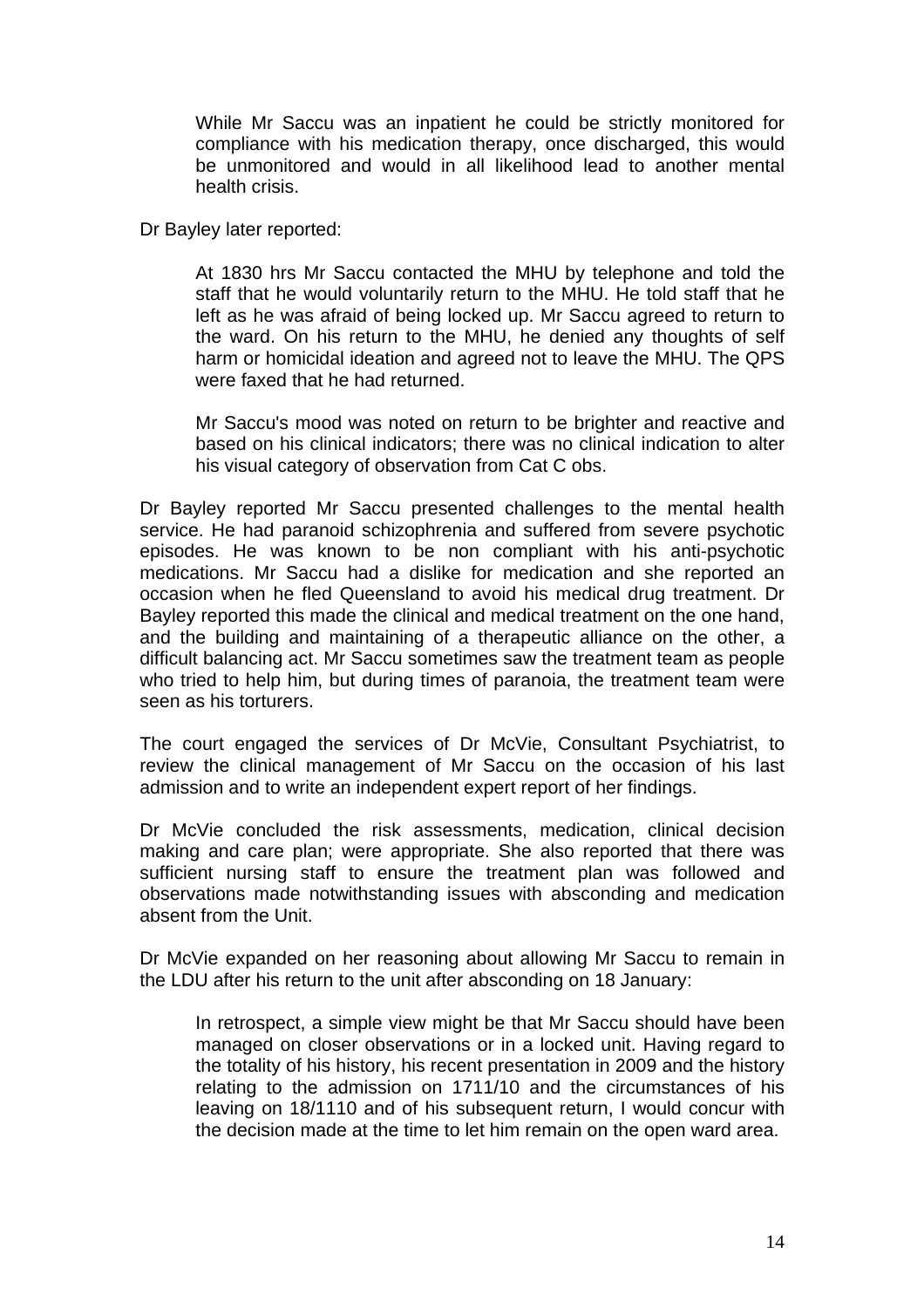> While Mr Saccu was an inpatient he could be strictly monitored for compliance with his medication therapy, once discharged, this would be unmonitored and would in all likelihood lead to another mental health crisis.

Dr Bayley later reported:

> At 1830 hrs Mr Saccu contacted the MHU by telephone and told the staff that he would voluntarily return to the MHU. He told staff that he left as he was afraid of being locked up. Mr Saccu agreed to return to the ward. On his return to the MHU, he denied any thoughts of self harm or homicidal ideation and agreed not to leave the MHU. The QPS were faxed that he had returned.
>
> Mr Saccu's mood was noted on return to be brighter and reactive and based on his clinical indicators; there was no clinical indication to alter his visual category of observation from Cat C obs.

Dr Bayley reported Mr Saccu presented challenges to the mental health service. He had paranoid schizophrenia and suffered from severe psychotic episodes. He was known to be non compliant with his anti-psychotic medications. Mr Saccu had a dislike for medication and she reported an occasion when he fled Queensland to avoid his medical drug treatment. Dr Bayley reported this made the clinical and medical treatment on the one hand, and the building and maintaining of a therapeutic alliance on the other, a difficult balancing act. Mr Saccu sometimes saw the treatment team as people who tried to help him, but during times of paranoia, the treatment team were seen as his torturers.

The court engaged the services of Dr McVie, Consultant Psychiatrist, to review the clinical management of Mr Saccu on the occasion of his last admission and to write an independent expert report of her findings.

Dr McVie concluded the risk assessments, medication, clinical decision making and care plan; were appropriate. She also reported that there was sufficient nursing staff to ensure the treatment plan was followed and observations made notwithstanding issues with absconding and medication absent from the Unit.

Dr McVie expanded on her reasoning about allowing Mr Saccu to remain in the LDU after his return to the unit after absconding on 18 January:

> In retrospect, a simple view might be that Mr Saccu should have been managed on closer observations or in a locked unit. Having regard to the totality of his history, his recent presentation in 2009 and the history relating to the admission on 1711/10 and the circumstances of his leaving on 18/1110 and of his subsequent return, I would concur with the decision made at the time to let him remain on the open ward area.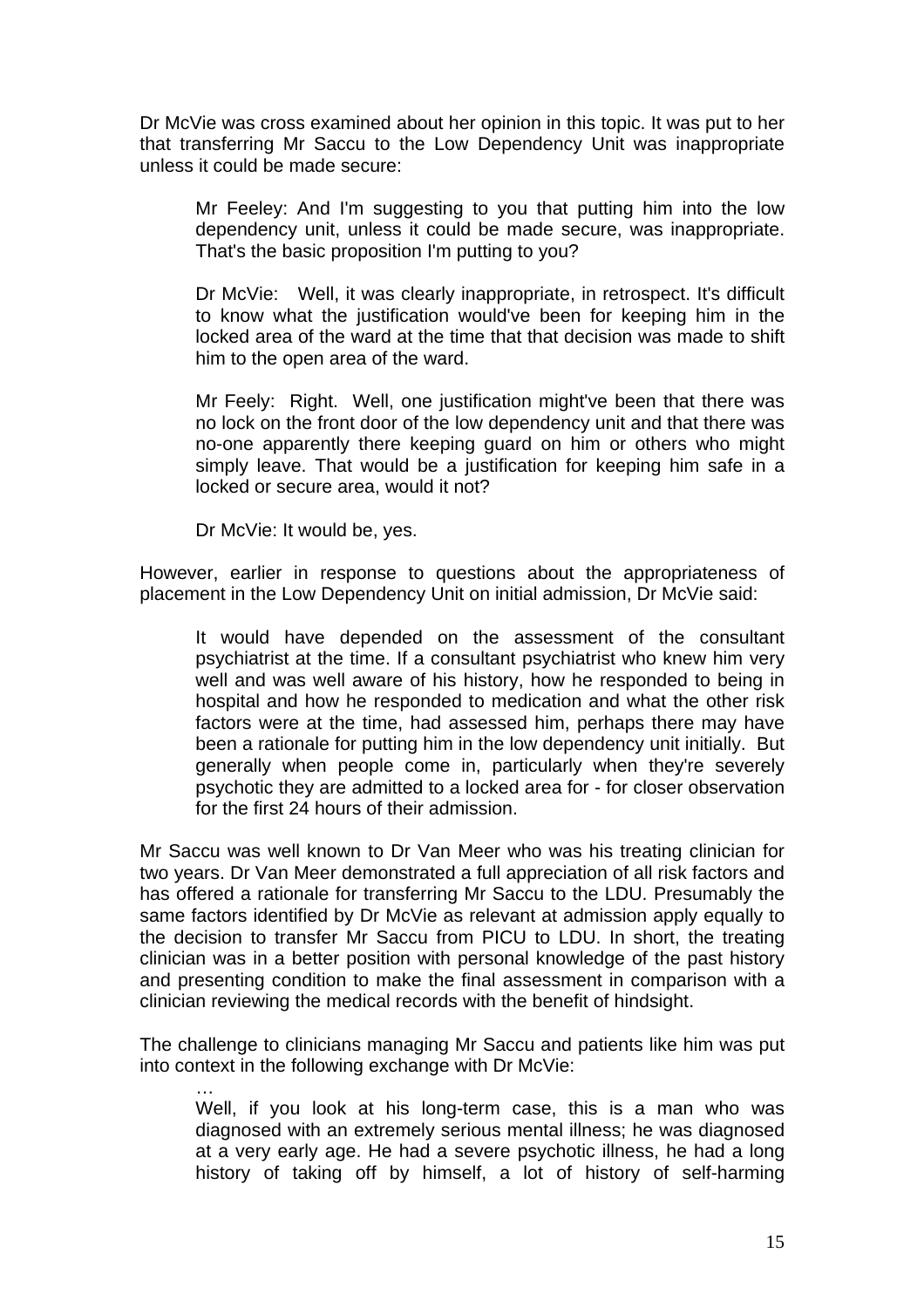Dr McVie was cross examined about her opinion in this topic. It was put to her that transferring Mr Saccu to the Low Dependency Unit was inappropriate unless it could be made secure:

> Mr Feeley: And I'm suggesting to you that putting him into the low dependency unit, unless it could be made secure, was inappropriate. That's the basic proposition I'm putting to you?
>
> Dr McVie: Well, it was clearly inappropriate, in retrospect. It's difficult to know what the justification would've been for keeping him in the locked area of the ward at the time that that decision was made to shift him to the open area of the ward.
>
> Mr Feely: Right. Well, one justification might've been that there was no lock on the front door of the low dependency unit and that there was no-one apparently there keeping guard on him or others who might simply leave. That would be a justification for keeping him safe in a locked or secure area, would it not?
>
> Dr McVie: It would be, yes.

However, earlier in response to questions about the appropriateness of placement in the Low Dependency Unit on initial admission, Dr McVie said:

> It would have depended on the assessment of the consultant psychiatrist at the time. If a consultant psychiatrist who knew him very well and was well aware of his history, how he responded to being in hospital and how he responded to medication and what the other risk factors were at the time, had assessed him, perhaps there may have been a rationale for putting him in the low dependency unit initially. But generally when people come in, particularly when they're severely psychotic they are admitted to a locked area for - for closer observation for the first 24 hours of their admission.

Mr Saccu was well known to Dr Van Meer who was his treating clinician for two years. Dr Van Meer demonstrated a full appreciation of all risk factors and has offered a rationale for transferring Mr Saccu to the LDU. Presumably the same factors identified by Dr McVie as relevant at admission apply equally to the decision to transfer Mr Saccu from PICU to LDU. In short, the treating clinician was in a better position with personal knowledge of the past history and presenting condition to make the final assessment in comparison with a clinician reviewing the medical records with the benefit of hindsight.

The challenge to clinicians managing Mr Saccu and patients like him was put into context in the following exchange with Dr McVie:

> …
>
> Well, if you look at his long-term case, this is a man who was diagnosed with an extremely serious mental illness; he was diagnosed at a very early age. He had a severe psychotic illness, he had a long history of taking off by himself, a lot of history of self-harming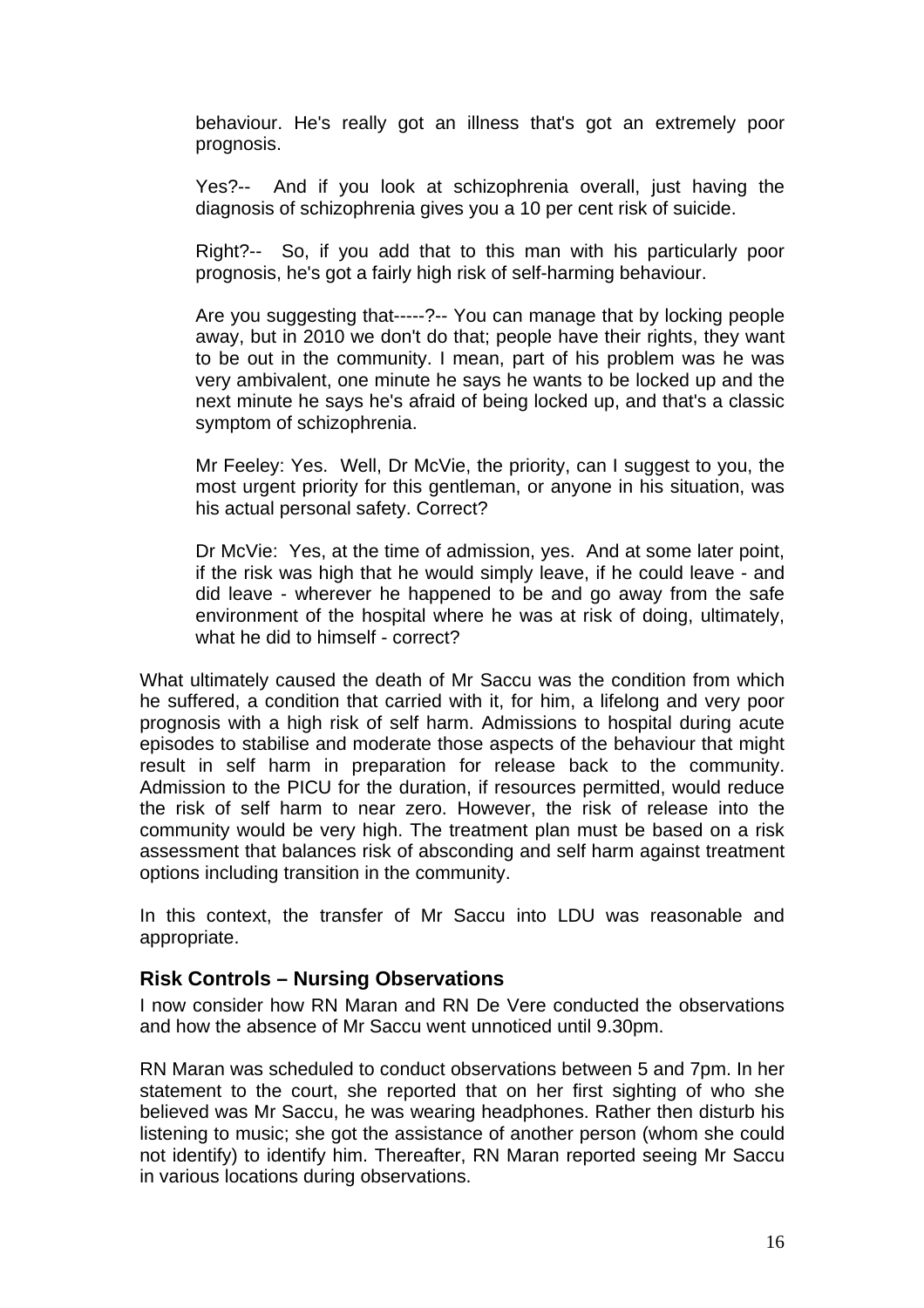> behaviour. He's really got an illness that's got an extremely poor prognosis.
>
> Yes?-- And if you look at schizophrenia overall, just having the diagnosis of schizophrenia gives you a 10 per cent risk of suicide.
>
> Right?-- So, if you add that to this man with his particularly poor prognosis, he's got a fairly high risk of self-harming behaviour.
>
> Are you suggesting that-----?-- You can manage that by locking people away, but in 2010 we don't do that; people have their rights, they want to be out in the community. I mean, part of his problem was he was very ambivalent, one minute he says he wants to be locked up and the next minute he says he's afraid of being locked up, and that's a classic symptom of schizophrenia.
>
> Mr Feeley: Yes. Well, Dr McVie, the priority, can I suggest to you, the most urgent priority for this gentleman, or anyone in his situation, was his actual personal safety. Correct?
>
> Dr McVie: Yes, at the time of admission, yes. And at some later point, if the risk was high that he would simply leave, if he could leave - and did leave - wherever he happened to be and go away from the safe environment of the hospital where he was at risk of doing, ultimately, what he did to himself - correct?

What ultimately caused the death of Mr Saccu was the condition from which he suffered, a condition that carried with it, for him, a lifelong and very poor prognosis with a high risk of self harm. Admissions to hospital during acute episodes to stabilise and moderate those aspects of the behaviour that might result in self harm in preparation for release back to the community. Admission to the PICU for the duration, if resources permitted, would reduce the risk of self harm to near zero. However, the risk of release into the community would be very high. The treatment plan must be based on a risk assessment that balances risk of absconding and self harm against treatment options including transition in the community.

In this context, the transfer of Mr Saccu into LDU was reasonable and appropriate.

## Risk Controls – Nursing Observations

I now consider how RN Maran and RN De Vere conducted the observations and how the absence of Mr Saccu went unnoticed until 9.30pm.

RN Maran was scheduled to conduct observations between 5 and 7pm. In her statement to the court, she reported that on her first sighting of who she believed was Mr Saccu, he was wearing headphones. Rather then disturb his listening to music; she got the assistance of another person (whom she could not identify) to identify him. Thereafter, RN Maran reported seeing Mr Saccu in various locations during observations.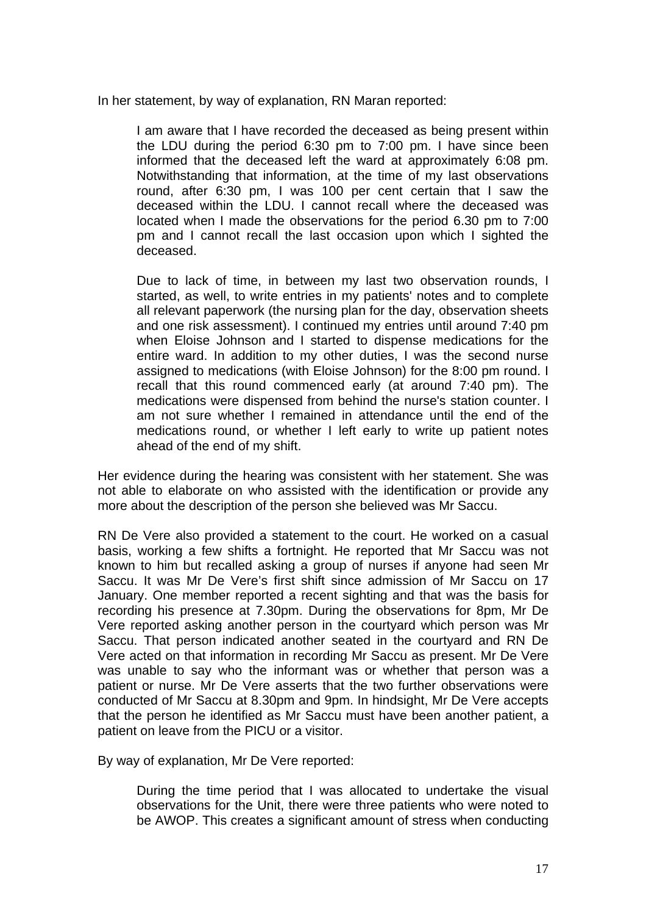In her statement, by way of explanation, RN Maran reported:

> I am aware that I have recorded the deceased as being present within the LDU during the period 6:30 pm to 7:00 pm. I have since been informed that the deceased left the ward at approximately 6:08 pm. Notwithstanding that information, at the time of my last observations round, after 6:30 pm, I was 100 per cent certain that I saw the deceased within the LDU. I cannot recall where the deceased was located when I made the observations for the period 6.30 pm to 7:00 pm and I cannot recall the last occasion upon which I sighted the deceased.
>
> Due to lack of time, in between my last two observation rounds, I started, as well, to write entries in my patients' notes and to complete all relevant paperwork (the nursing plan for the day, observation sheets and one risk assessment). I continued my entries until around 7:40 pm when Eloise Johnson and I started to dispense medications for the entire ward. In addition to my other duties, I was the second nurse assigned to medications (with Eloise Johnson) for the 8:00 pm round. I recall that this round commenced early (at around 7:40 pm). The medications were dispensed from behind the nurse's station counter. I am not sure whether I remained in attendance until the end of the medications round, or whether I left early to write up patient notes ahead of the end of my shift.

Her evidence during the hearing was consistent with her statement. She was not able to elaborate on who assisted with the identification or provide any more about the description of the person she believed was Mr Saccu.

RN De Vere also provided a statement to the court. He worked on a casual basis, working a few shifts a fortnight. He reported that Mr Saccu was not known to him but recalled asking a group of nurses if anyone had seen Mr Saccu. It was Mr De Vere's first shift since admission of Mr Saccu on 17 January. One member reported a recent sighting and that was the basis for recording his presence at 7.30pm. During the observations for 8pm, Mr De Vere reported asking another person in the courtyard which person was Mr Saccu. That person indicated another seated in the courtyard and RN De Vere acted on that information in recording Mr Saccu as present. Mr De Vere was unable to say who the informant was or whether that person was a patient or nurse. Mr De Vere asserts that the two further observations were conducted of Mr Saccu at 8.30pm and 9pm. In hindsight, Mr De Vere accepts that the person he identified as Mr Saccu must have been another patient, a patient on leave from the PICU or a visitor.

By way of explanation, Mr De Vere reported:

> During the time period that I was allocated to undertake the visual observations for the Unit, there were three patients who were noted to be AWOP. This creates a significant amount of stress when conducting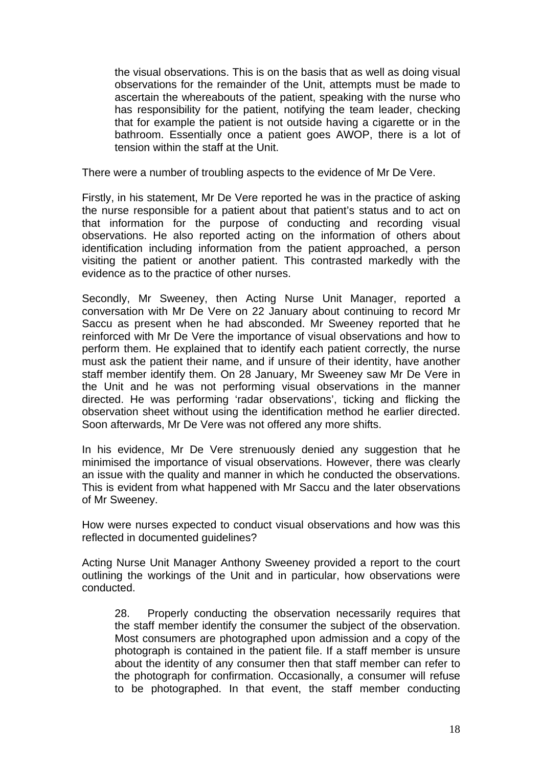> the visual observations. This is on the basis that as well as doing visual observations for the remainder of the Unit, attempts must be made to ascertain the whereabouts of the patient, speaking with the nurse who has responsibility for the patient, notifying the team leader, checking that for example the patient is not outside having a cigarette or in the bathroom. Essentially once a patient goes AWOP, there is a lot of tension within the staff at the Unit.

There were a number of troubling aspects to the evidence of Mr De Vere.

Firstly, in his statement, Mr De Vere reported he was in the practice of asking the nurse responsible for a patient about that patient's status and to act on that information for the purpose of conducting and recording visual observations. He also reported acting on the information of others about identification including information from the patient approached, a person visiting the patient or another patient. This contrasted markedly with the evidence as to the practice of other nurses.

Secondly, Mr Sweeney, then Acting Nurse Unit Manager, reported a conversation with Mr De Vere on 22 January about continuing to record Mr Saccu as present when he had absconded. Mr Sweeney reported that he reinforced with Mr De Vere the importance of visual observations and how to perform them. He explained that to identify each patient correctly, the nurse must ask the patient their name, and if unsure of their identity, have another staff member identify them. On 28 January, Mr Sweeney saw Mr De Vere in the Unit and he was not performing visual observations in the manner directed. He was performing 'radar observations', ticking and flicking the observation sheet without using the identification method he earlier directed. Soon afterwards, Mr De Vere was not offered any more shifts.

In his evidence, Mr De Vere strenuously denied any suggestion that he minimised the importance of visual observations. However, there was clearly an issue with the quality and manner in which he conducted the observations. This is evident from what happened with Mr Saccu and the later observations of Mr Sweeney.

How were nurses expected to conduct visual observations and how was this reflected in documented guidelines?

Acting Nurse Unit Manager Anthony Sweeney provided a report to the court outlining the workings of the Unit and in particular, how observations were conducted.

> 28. Properly conducting the observation necessarily requires that the staff member identify the consumer the subject of the observation. Most consumers are photographed upon admission and a copy of the photograph is contained in the patient file. If a staff member is unsure about the identity of any consumer then that staff member can refer to the photograph for confirmation. Occasionally, a consumer will refuse to be photographed. In that event, the staff member conducting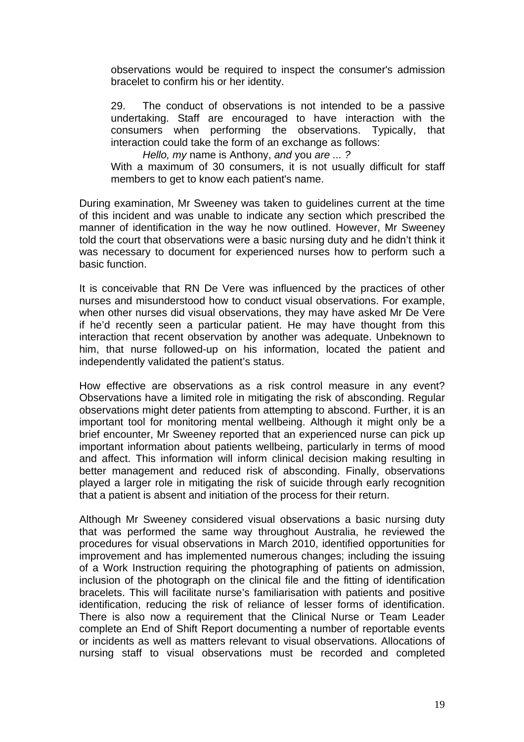observations would be required to inspect the consumer's admission bracelet to confirm his or her identity.

29. The conduct of observations is not intended to be a passive undertaking. Staff are encouraged to have interaction with the consumers when performing the observations. Typically, that interaction could take the form of an exchange as follows:

*Hello, my* name is Anthony, *and* you *are ... ?*

With a maximum of 30 consumers, it is not usually difficult for staff members to get to know each patient's name.

During examination, Mr Sweeney was taken to guidelines current at the time of this incident and was unable to indicate any section which prescribed the manner of identification in the way he now outlined. However, Mr Sweeney told the court that observations were a basic nursing duty and he didn't think it was necessary to document for experienced nurses how to perform such a basic function.

It is conceivable that RN De Vere was influenced by the practices of other nurses and misunderstood how to conduct visual observations. For example, when other nurses did visual observations, they may have asked Mr De Vere if he'd recently seen a particular patient. He may have thought from this interaction that recent observation by another was adequate. Unbeknown to him, that nurse followed-up on his information, located the patient and independently validated the patient's status.

How effective are observations as a risk control measure in any event? Observations have a limited role in mitigating the risk of absconding. Regular observations might deter patients from attempting to abscond. Further, it is an important tool for monitoring mental wellbeing. Although it might only be a brief encounter, Mr Sweeney reported that an experienced nurse can pick up important information about patients wellbeing, particularly in terms of mood and affect. This information will inform clinical decision making resulting in better management and reduced risk of absconding. Finally, observations played a larger role in mitigating the risk of suicide through early recognition that a patient is absent and initiation of the process for their return.

Although Mr Sweeney considered visual observations a basic nursing duty that was performed the same way throughout Australia, he reviewed the procedures for visual observations in March 2010, identified opportunities for improvement and has implemented numerous changes; including the issuing of a Work Instruction requiring the photographing of patients on admission, inclusion of the photograph on the clinical file and the fitting of identification bracelets. This will facilitate nurse's familiarisation with patients and positive identification, reducing the risk of reliance of lesser forms of identification. There is also now a requirement that the Clinical Nurse or Team Leader complete an End of Shift Report documenting a number of reportable events or incidents as well as matters relevant to visual observations. Allocations of nursing staff to visual observations must be recorded and completed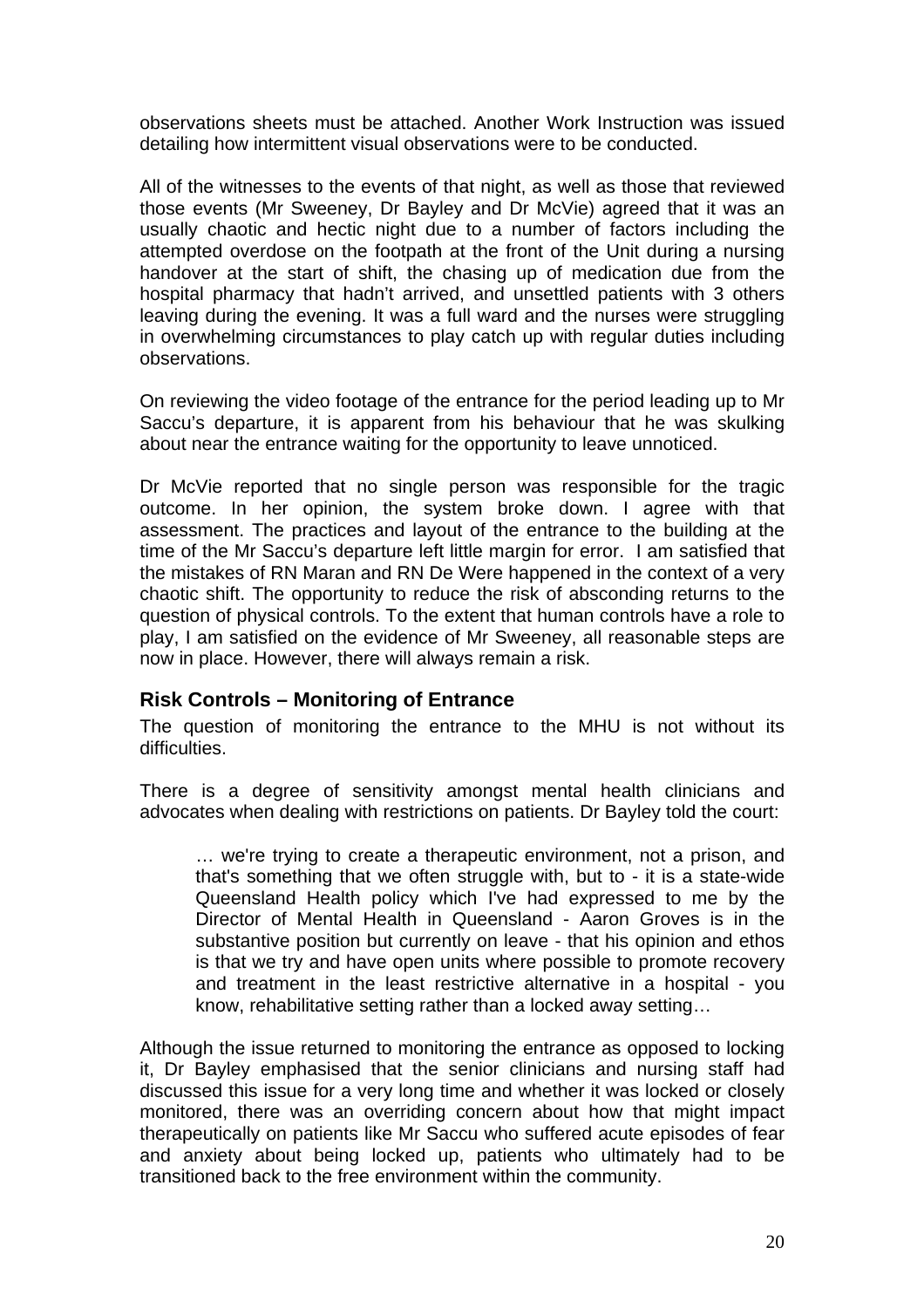observations sheets must be attached. Another Work Instruction was issued detailing how intermittent visual observations were to be conducted.

All of the witnesses to the events of that night, as well as those that reviewed those events (Mr Sweeney, Dr Bayley and Dr McVie) agreed that it was an usually chaotic and hectic night due to a number of factors including the attempted overdose on the footpath at the front of the Unit during a nursing handover at the start of shift, the chasing up of medication due from the hospital pharmacy that hadn't arrived, and unsettled patients with 3 others leaving during the evening. It was a full ward and the nurses were struggling in overwhelming circumstances to play catch up with regular duties including observations.

On reviewing the video footage of the entrance for the period leading up to Mr Saccu's departure, it is apparent from his behaviour that he was skulking about near the entrance waiting for the opportunity to leave unnoticed.

Dr McVie reported that no single person was responsible for the tragic outcome. In her opinion, the system broke down. I agree with that assessment. The practices and layout of the entrance to the building at the time of the Mr Saccu's departure left little margin for error. I am satisfied that the mistakes of RN Maran and RN De Were happened in the context of a very chaotic shift. The opportunity to reduce the risk of absconding returns to the question of physical controls. To the extent that human controls have a role to play, I am satisfied on the evidence of Mr Sweeney, all reasonable steps are now in place. However, there will always remain a risk.

## Risk Controls – Monitoring of Entrance

The question of monitoring the entrance to the MHU is not without its difficulties.

There is a degree of sensitivity amongst mental health clinicians and advocates when dealing with restrictions on patients. Dr Bayley told the court:

> … we're trying to create a therapeutic environment, not a prison, and that's something that we often struggle with, but to - it is a state-wide Queensland Health policy which I've had expressed to me by the Director of Mental Health in Queensland - Aaron Groves is in the substantive position but currently on leave - that his opinion and ethos is that we try and have open units where possible to promote recovery and treatment in the least restrictive alternative in a hospital - you know, rehabilitative setting rather than a locked away setting…

Although the issue returned to monitoring the entrance as opposed to locking it, Dr Bayley emphasised that the senior clinicians and nursing staff had discussed this issue for a very long time and whether it was locked or closely monitored, there was an overriding concern about how that might impact therapeutically on patients like Mr Saccu who suffered acute episodes of fear and anxiety about being locked up, patients who ultimately had to be transitioned back to the free environment within the community.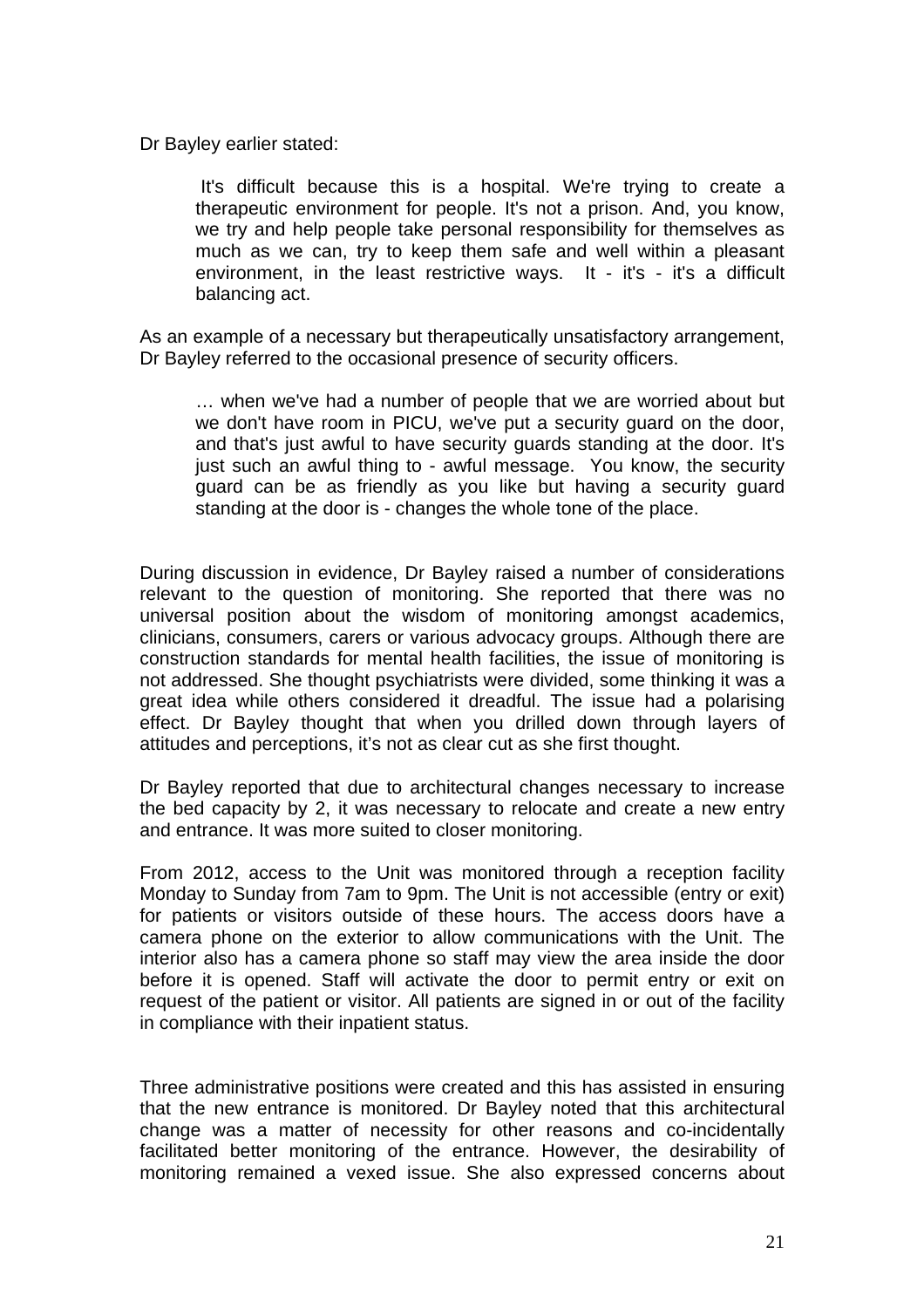Dr Bayley earlier stated:

> It's difficult because this is a hospital. We're trying to create a therapeutic environment for people. It's not a prison. And, you know, we try and help people take personal responsibility for themselves as much as we can, try to keep them safe and well within a pleasant environment, in the least restrictive ways. It - it's - it's a difficult balancing act.

As an example of a necessary but therapeutically unsatisfactory arrangement, Dr Bayley referred to the occasional presence of security officers.

> … when we've had a number of people that we are worried about but we don't have room in PICU, we've put a security guard on the door, and that's just awful to have security guards standing at the door. It's just such an awful thing to - awful message. You know, the security guard can be as friendly as you like but having a security guard standing at the door is - changes the whole tone of the place.

During discussion in evidence, Dr Bayley raised a number of considerations relevant to the question of monitoring. She reported that there was no universal position about the wisdom of monitoring amongst academics, clinicians, consumers, carers or various advocacy groups. Although there are construction standards for mental health facilities, the issue of monitoring is not addressed. She thought psychiatrists were divided, some thinking it was a great idea while others considered it dreadful. The issue had a polarising effect. Dr Bayley thought that when you drilled down through layers of attitudes and perceptions, it's not as clear cut as she first thought.

Dr Bayley reported that due to architectural changes necessary to increase the bed capacity by 2, it was necessary to relocate and create a new entry and entrance. It was more suited to closer monitoring.

From 2012, access to the Unit was monitored through a reception facility Monday to Sunday from 7am to 9pm. The Unit is not accessible (entry or exit) for patients or visitors outside of these hours. The access doors have a camera phone on the exterior to allow communications with the Unit. The interior also has a camera phone so staff may view the area inside the door before it is opened. Staff will activate the door to permit entry or exit on request of the patient or visitor. All patients are signed in or out of the facility in compliance with their inpatient status.

Three administrative positions were created and this has assisted in ensuring that the new entrance is monitored. Dr Bayley noted that this architectural change was a matter of necessity for other reasons and co-incidentally facilitated better monitoring of the entrance. However, the desirability of monitoring remained a vexed issue. She also expressed concerns about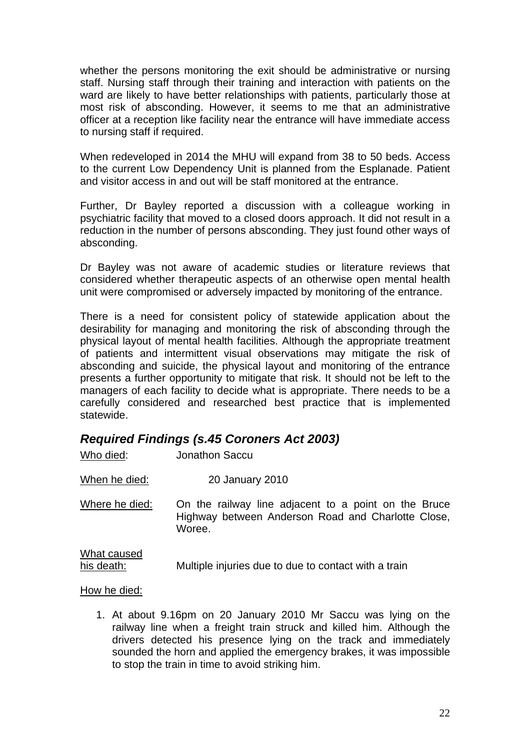whether the persons monitoring the exit should be administrative or nursing staff. Nursing staff through their training and interaction with patients on the ward are likely to have better relationships with patients, particularly those at most risk of absconding. However, it seems to me that an administrative officer at a reception like facility near the entrance will have immediate access to nursing staff if required.

When redeveloped in 2014 the MHU will expand from 38 to 50 beds. Access to the current Low Dependency Unit is planned from the Esplanade. Patient and visitor access in and out will be staff monitored at the entrance.

Further, Dr Bayley reported a discussion with a colleague working in psychiatric facility that moved to a closed doors approach. It did not result in a reduction in the number of persons absconding. They just found other ways of absconding.

Dr Bayley was not aware of academic studies or literature reviews that considered whether therapeutic aspects of an otherwise open mental health unit were compromised or adversely impacted by monitoring of the entrance.

There is a need for consistent policy of statewide application about the desirability for managing and monitoring the risk of absconding through the physical layout of mental health facilities. Although the appropriate treatment of patients and intermittent visual observations may mitigate the risk of absconding and suicide, the physical layout and monitoring of the entrance presents a further opportunity to mitigate that risk. It should not be left to the managers of each facility to decide what is appropriate. There needs to be a carefully considered and researched best practice that is implemented statewide.

## *Required Findings (s.45 Coroners Act 2003)*

Who died: Jonathon Saccu

When he died: 20 January 2010

Where he died: On the railway line adjacent to a point on the Bruce Highway between Anderson Road and Charlotte Close, Woree.

What caused his death: Multiple injuries due to due to contact with a train

How he died:

1. At about 9.16pm on 20 January 2010 Mr Saccu was lying on the railway line when a freight train struck and killed him. Although the drivers detected his presence lying on the track and immediately sounded the horn and applied the emergency brakes, it was impossible to stop the train in time to avoid striking him.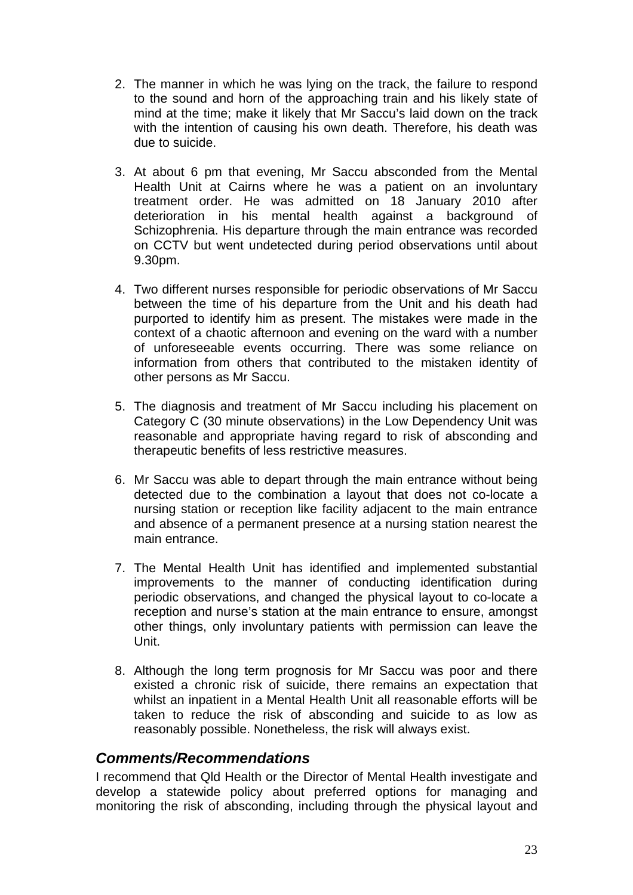2. The manner in which he was lying on the track, the failure to respond to the sound and horn of the approaching train and his likely state of mind at the time; make it likely that Mr Saccu's laid down on the track with the intention of causing his own death. Therefore, his death was due to suicide.

3. At about 6 pm that evening, Mr Saccu absconded from the Mental Health Unit at Cairns where he was a patient on an involuntary treatment order. He was admitted on 18 January 2010 after deterioration in his mental health against a background of Schizophrenia. His departure through the main entrance was recorded on CCTV but went undetected during period observations until about 9.30pm.

4. Two different nurses responsible for periodic observations of Mr Saccu between the time of his departure from the Unit and his death had purported to identify him as present. The mistakes were made in the context of a chaotic afternoon and evening on the ward with a number of unforeseeable events occurring. There was some reliance on information from others that contributed to the mistaken identity of other persons as Mr Saccu.

5. The diagnosis and treatment of Mr Saccu including his placement on Category C (30 minute observations) in the Low Dependency Unit was reasonable and appropriate having regard to risk of absconding and therapeutic benefits of less restrictive measures.

6. Mr Saccu was able to depart through the main entrance without being detected due to the combination a layout that does not co-locate a nursing station or reception like facility adjacent to the main entrance and absence of a permanent presence at a nursing station nearest the main entrance.

7. The Mental Health Unit has identified and implemented substantial improvements to the manner of conducting identification during periodic observations, and changed the physical layout to co-locate a reception and nurse's station at the main entrance to ensure, amongst other things, only involuntary patients with permission can leave the Unit.

8. Although the long term prognosis for Mr Saccu was poor and there existed a chronic risk of suicide, there remains an expectation that whilst an inpatient in a Mental Health Unit all reasonable efforts will be taken to reduce the risk of absconding and suicide to as low as reasonably possible. Nonetheless, the risk will always exist.

## *Comments/Recommendations*

I recommend that Qld Health or the Director of Mental Health investigate and develop a statewide policy about preferred options for managing and monitoring the risk of absconding, including through the physical layout and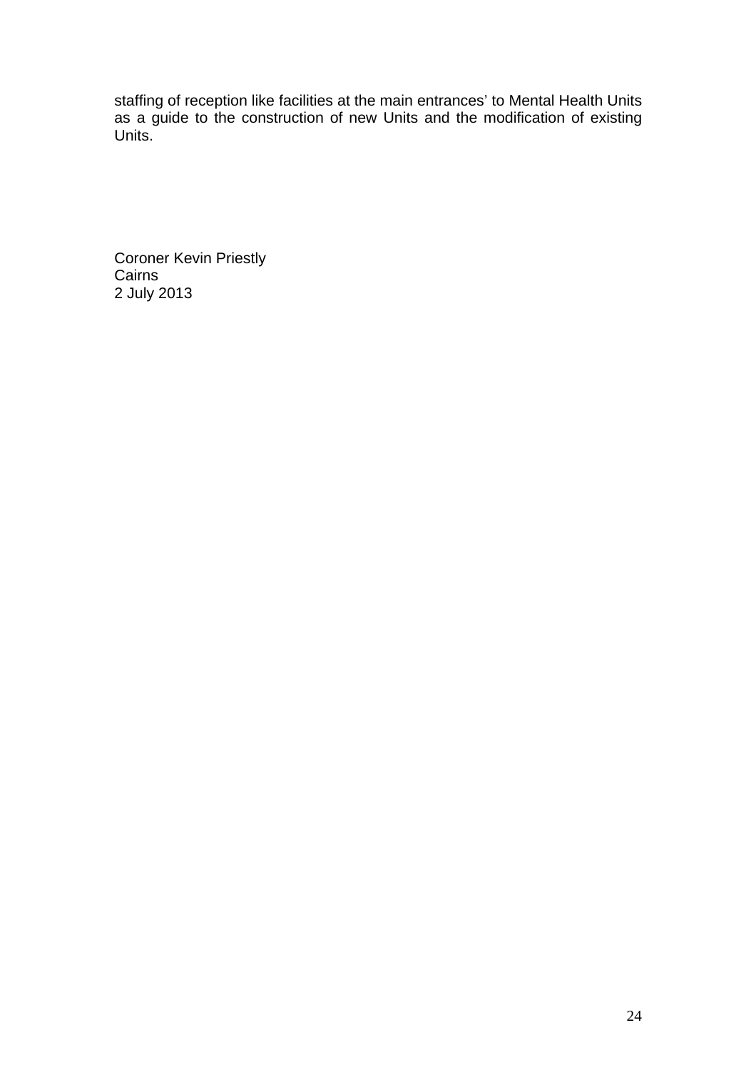staffing of reception like facilities at the main entrances' to Mental Health Units as a guide to the construction of new Units and the modification of existing Units.

Coroner Kevin Priestly
Cairns
2 July 2013